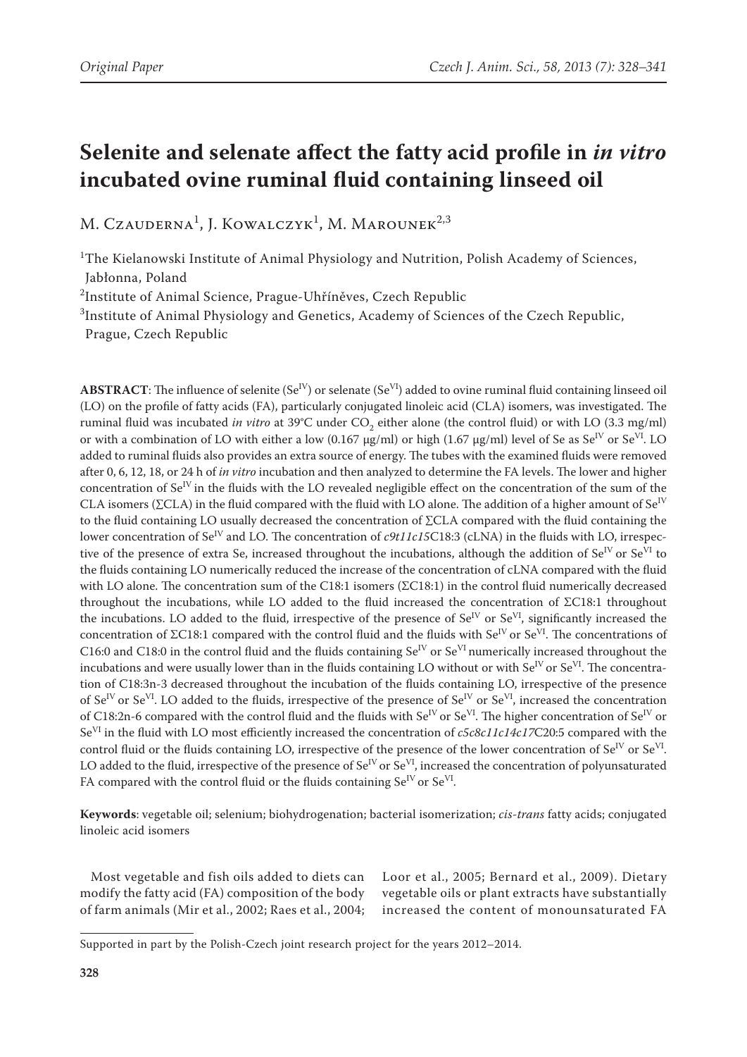Original Paper

# Selenite and selenate affect the fatty acid profile in *in vitro* incubated ovine ruminal fluid containing linseed oil

M. Czauderna[1], J. Kowalczyk[1], M. Marounek[2,3]

[1]The Kielanowski Institute of Animal Physiology and Nutrition, Polish Academy of Sciences, Jabłonna, Poland

[2]Institute of Animal Science, Prague-Uhříněves, Czech Republic

[3]Institute of Animal Physiology and Genetics, Academy of Sciences of the Czech Republic, Prague, Czech Republic

**ABSTRACT**: The influence of selenite ($Se^{IV}$) or selenate ($Se^{VI}$) added to ovine ruminal fluid containing linseed oil (LO) on the profile of fatty acids (FA), particularly conjugated linoleic acid (CLA) isomers, was investigated. The ruminal fluid was incubated *in vitro* at 39°C under $CO_2$ either alone (the control fluid) or with LO (3.3 mg/ml) or with a combination of LO with either a low (0.167 µg/ml) or high (1.67 µg/ml) level of Se as $Se^{IV}$ or $Se^{VI}$. LO added to ruminal fluids also provides an extra source of energy. The tubes with the examined fluids were removed after 0, 6, 12, 18, or 24 h of *in vitro* incubation and then analyzed to determine the FA levels. The lower and higher concentration of $Se^{IV}$ in the fluids with the LO revealed negligible effect on the concentration of the sum of the CLA isomers (ΣCLA) in the fluid compared with the fluid with LO alone. The addition of a higher amount of $Se^{IV}$ to the fluid containing LO usually decreased the concentration of ΣCLA compared with the fluid containing the lower concentration of $Se^{IV}$ and LO. The concentration of *c9t11c15*C18:3 (cLNA) in the fluids with LO, irrespective of the presence of extra Se, increased throughout the incubations, although the addition of $Se^{IV}$ or $Se^{VI}$ to the fluids containing LO numerically reduced the increase of the concentration of cLNA compared with the fluid with LO alone. The concentration sum of the C18:1 isomers (ΣC18:1) in the control fluid numerically decreased throughout the incubations, while LO added to the fluid increased the concentration of ΣC18:1 throughout the incubations. LO added to the fluid, irrespective of the presence of $Se^{IV}$ or $Se^{VI}$, significantly increased the concentration of ΣC18:1 compared with the control fluid and the fluids with $Se^{IV}$ or $Se^{VI}$. The concentrations of C16:0 and C18:0 in the control fluid and the fluids containing $Se^{IV}$ or $Se^{VI}$ numerically increased throughout the incubations and were usually lower than in the fluids containing LO without or with $Se^{IV}$ or $Se^{VI}$. The concentration of C18:3n-3 decreased throughout the incubation of the fluids containing LO, irrespective of the presence of $Se^{IV}$ or $Se^{VI}$. LO added to the fluids, irrespective of the presence of $Se^{IV}$ or $Se^{VI}$, increased the concentration of C18:2n-6 compared with the control fluid and the fluids with $Se^{IV}$ or $Se^{VI}$. The higher concentration of $Se^{IV}$ or $Se^{VI}$ in the fluid with LO most efficiently increased the concentration of *c5c8c11c14c17*C20:5 compared with the control fluid or the fluids containing LO, irrespective of the presence of the lower concentration of $Se^{IV}$ or $Se^{VI}$. LO added to the fluid, irrespective of the presence of $Se^{IV}$ or $Se^{VI}$, increased the concentration of polyunsaturated FA compared with the control fluid or the fluids containing $Se^{IV}$ or $Se^{VI}$.

**Keywords**: vegetable oil; selenium; biohydrogenation; bacterial isomerization; *cis-trans* fatty acids; conjugated linoleic acid isomers

Most vegetable and fish oils added to diets can modify the fatty acid (FA) composition of the body of farm animals (Mir et al., 2002; Raes et al., 2004; Loor et al., 2005; Bernard et al., 2009). Dietary vegetable oils or plant extracts have substantially increased the content of monounsaturated FA

Supported in part by the Polish-Czech joint research project for the years 2012–2014.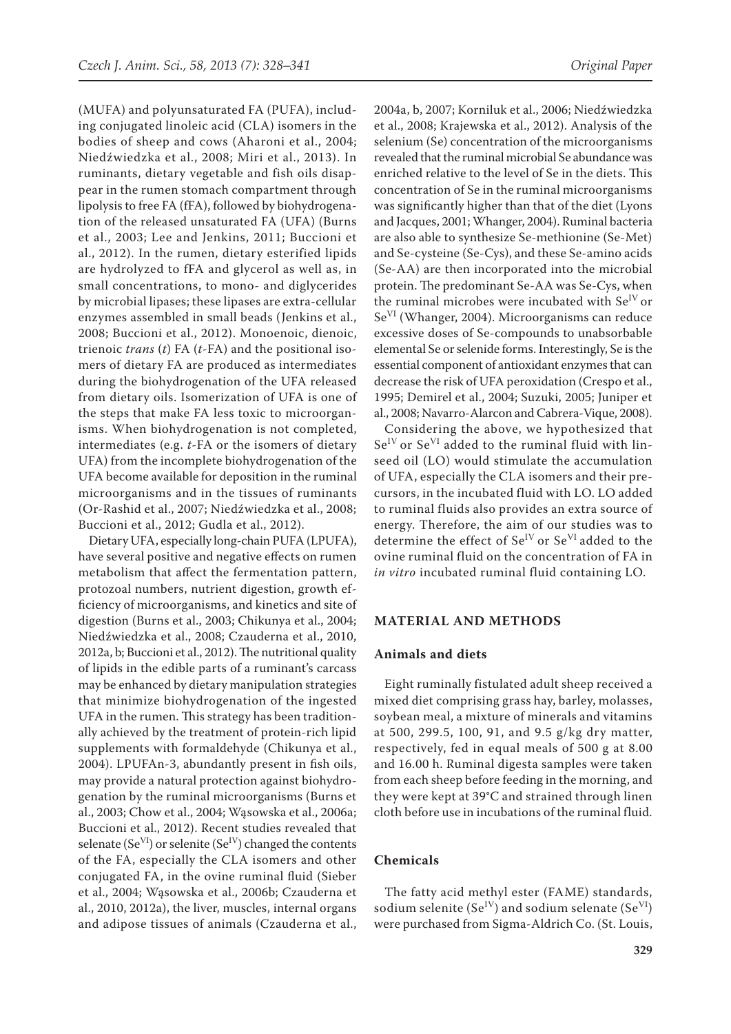(MUFA) and polyunsaturated FA (PUFA), including conjugated linoleic acid (CLA) isomers in the bodies of sheep and cows (Aharoni et al., 2004; Niedźwiedzka et al., 2008; Miri et al., 2013). In ruminants, dietary vegetable and fish oils disappear in the rumen stomach compartment through lipolysis to free FA (fFA), followed by biohydrogenation of the released unsaturated FA (UFA) (Burns et al., 2003; Lee and Jenkins, 2011; Buccioni et al., 2012). In the rumen, dietary esterified lipids are hydrolyzed to fFA and glycerol as well as, in small concentrations, to mono- and diglycerides by microbial lipases; these lipases are extra-cellular enzymes assembled in small beads (Jenkins et al., 2008; Buccioni et al., 2012). Monoenoic, dienoic, trienoic *trans* (*t*) FA (*t*-FA) and the positional isomers of dietary FA are produced as intermediates during the biohydrogenation of the UFA released from dietary oils. Isomerization of UFA is one of the steps that make FA less toxic to microorganisms. When biohydrogenation is not completed, intermediates (e.g. *t*-FA or the isomers of dietary UFA) from the incomplete biohydrogenation of the UFA become available for deposition in the ruminal microorganisms and in the tissues of ruminants (Or-Rashid et al., 2007; Niedźwiedzka et al., 2008; Buccioni et al., 2012; Gudla et al., 2012).

Dietary UFA, especially long-chain PUFA (LPUFA), have several positive and negative effects on rumen metabolism that affect the fermentation pattern, protozoal numbers, nutrient digestion, growth efficiency of microorganisms, and kinetics and site of digestion (Burns et al., 2003; Chikunya et al., 2004; Niedźwiedzka et al., 2008; Czauderna et al., 2010, 2012a, b; Buccioni et al., 2012). The nutritional quality of lipids in the edible parts of a ruminant's carcass may be enhanced by dietary manipulation strategies that minimize biohydrogenation of the ingested UFA in the rumen. This strategy has been traditionally achieved by the treatment of protein-rich lipid supplements with formaldehyde (Chikunya et al., 2004). LPUFAn-3, abundantly present in fish oils, may provide a natural protection against biohydrogenation by the ruminal microorganisms (Burns et al., 2003; Chow et al., 2004; Wąsowska et al., 2006a; Buccioni et al., 2012). Recent studies revealed that selenate ($Se^{VI}$) or selenite ($Se^{IV}$) changed the contents of the FA, especially the CLA isomers and other conjugated FA, in the ovine ruminal fluid (Sieber et al., 2004; Wąsowska et al., 2006b; Czauderna et al., 2010, 2012a), the liver, muscles, internal organs and adipose tissues of animals (Czauderna et al., 2004a, b, 2007; Korniluk et al., 2006; Niedźwiedzka et al., 2008; Krajewska et al., 2012). Analysis of the selenium (Se) concentration of the microorganisms revealed that the ruminal microbial Se abundance was enriched relative to the level of Se in the diets. This concentration of Se in the ruminal microorganisms was significantly higher than that of the diet (Lyons and Jacques, 2001; Whanger, 2004). Ruminal bacteria are also able to synthesize Se-methionine (Se-Met) and Se-cysteine (Se-Cys), and these Se-amino acids (Se-AA) are then incorporated into the microbial protein. The predominant Se-AA was Se-Cys, when the ruminal microbes were incubated with $Se^{IV}$ or $Se^{VI}$ (Whanger, 2004). Microorganisms can reduce excessive doses of Se-compounds to unabsorbable elemental Se or selenide forms. Interestingly, Se is the essential component of antioxidant enzymes that can decrease the risk of UFA peroxidation (Crespo et al., 1995; Demirel et al., 2004; Suzuki, 2005; Juniper et al., 2008; Navarro-Alarcon and Cabrera-Vique, 2008).

Considering the above, we hypothesized that $Se^{IV}$ or $Se^{VI}$ added to the ruminal fluid with linseed oil (LO) would stimulate the accumulation of UFA, especially the CLA isomers and their precursors, in the incubated fluid with LO. LO added to ruminal fluids also provides an extra source of energy. Therefore, the aim of our studies was to determine the effect of $Se^{IV}$ or $Se^{VI}$ added to the ovine ruminal fluid on the concentration of FA in *in vitro* incubated ruminal fluid containing LO.

## MATERIAL AND METHODS

### Animals and diets

Eight ruminally fistulated adult sheep received a mixed diet comprising grass hay, barley, molasses, soybean meal, a mixture of minerals and vitamins at 500, 299.5, 100, 91, and 9.5 g/kg dry matter, respectively, fed in equal meals of 500 g at 8.00 and 16.00 h. Ruminal digesta samples were taken from each sheep before feeding in the morning, and they were kept at 39°C and strained through linen cloth before use in incubations of the ruminal fluid.

### Chemicals

The fatty acid methyl ester (FAME) standards, sodium selenite ($Se^{IV}$) and sodium selenate ($Se^{VI}$) were purchased from Sigma-Aldrich Co. (St. Louis,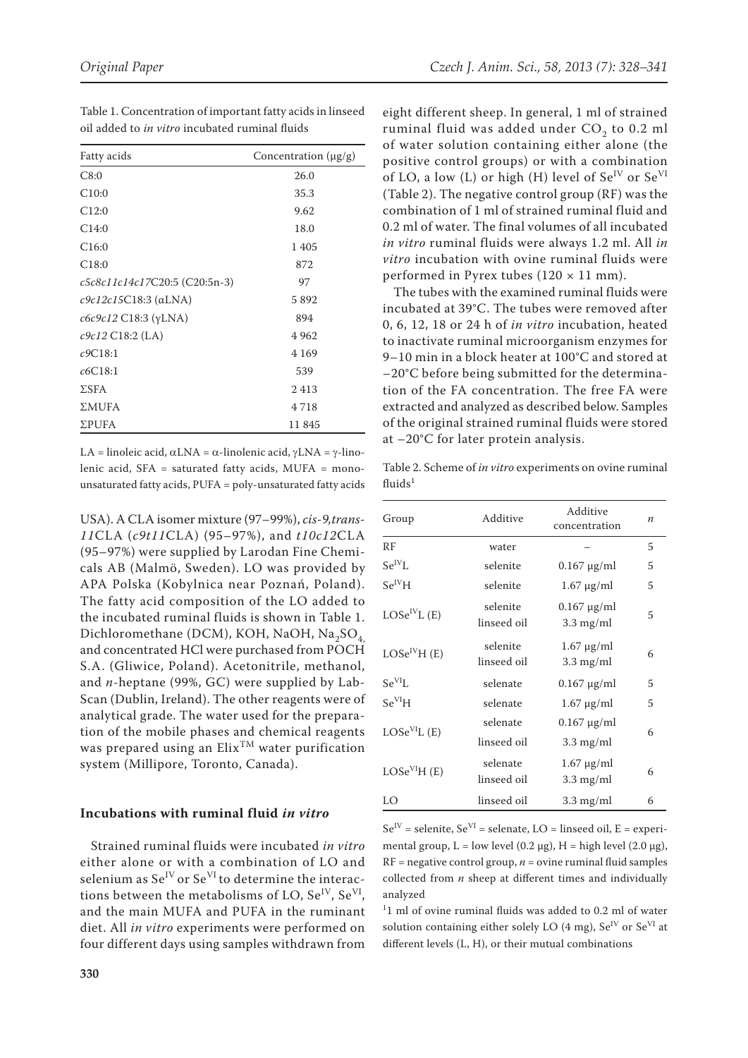Table 1. Concentration of important fatty acids in linseed oil added to *in vitro* incubated ruminal fluids

| Fatty acids | Concentration (μg/g) |
|---|---|
| C8:0 | 26.0 |
| C10:0 | 35.3 |
| C12:0 | 9.62 |
| C14:0 | 18.0 |
| C16:0 | 1 405 |
| C18:0 | 872 |
| *c5c8c11c14c17*C20:5 (C20:5n-3) | 97 |
| *c9c12c15*C18:3 (αLNA) | 5 892 |
| *c6c9c12* C18:3 (γLNA) | 894 |
| *c9c12* C18:2 (LA) | 4 962 |
| *c9*C18:1 | 4 169 |
| *c6*C18:1 | 539 |
| ΣSFA | 2 413 |
| ΣMUFA | 4 718 |
| ΣPUFA | 11 845 |

LA = linoleic acid, αLNA = α-linolenic acid, γLNA = γ-linolenic acid, SFA = saturated fatty acids, MUFA = monounsaturated fatty acids, PUFA = poly-unsaturated fatty acids

USA). A CLA isomer mixture (97–99%), *cis-9,trans-11*CLA (*c9t11*CLA) (95–97%), and *t10c12*CLA (95–97%) were supplied by Larodan Fine Chemicals AB (Malmö, Sweden). LO was provided by APA Polska (Kobylnica near Poznań, Poland). The fatty acid composition of the LO added to the incubated ruminal fluids is shown in Table 1. Dichloromethane (DCM), KOH, NaOH, $Na_2SO_4$, and concentrated HCl were purchased from POCH S.A. (Gliwice, Poland). Acetonitrile, methanol, and *n*-heptane (99%, GC) were supplied by Lab-Scan (Dublin, Ireland). The other reagents were of analytical grade. The water used for the preparation of the mobile phases and chemical reagents was prepared using an Elix™ water purification system (Millipore, Toronto, Canada).

## Incubations with ruminal fluid *in vitro*

Strained ruminal fluids were incubated *in vitro* either alone or with a combination of LO and selenium as $Se^{IV}$ or $Se^{VI}$ to determine the interactions between the metabolisms of LO, $Se^{IV}$, $Se^{VI}$, and the main MUFA and PUFA in the ruminant diet. All *in vitro* experiments were performed on four different days using samples withdrawn from eight different sheep. In general, 1 ml of strained ruminal fluid was added under $CO_2$ to 0.2 ml of water solution containing either alone (the positive control groups) or with a combination of LO, a low (L) or high (H) level of $Se^{IV}$ or $Se^{VI}$ (Table 2). The negative control group (RF) was the combination of 1 ml of strained ruminal fluid and 0.2 ml of water. The final volumes of all incubated *in vitro* ruminal fluids were always 1.2 ml. All *in vitro* incubation with ovine ruminal fluids were performed in Pyrex tubes (120 × 11 mm).

The tubes with the examined ruminal fluids were incubated at 39°C. The tubes were removed after 0, 6, 12, 18 or 24 h of *in vitro* incubation, heated to inactivate ruminal microorganism enzymes for 9–10 min in a block heater at 100°C and stored at −20°C before being submitted for the determination of the FA concentration. The free FA were extracted and analyzed as described below. Samples of the original strained ruminal fluids were stored at −20°C for later protein analysis.

Table 2. Scheme of *in vitro* experiments on ovine ruminal fluids[1]

| Group | Additive | Additive concentration | *n* |
|---|---|---|---|
| RF | water | – | 5 |
| $Se^{IV}$L | selenite | 0.167 μg/ml | 5 |
| $Se^{IV}$H | selenite | 1.67 μg/ml | 5 |
| LO$Se^{IV}$L (E) | selenite<br>linseed oil | 0.167 μg/ml<br>3.3 mg/ml | 5 |
| LO$Se^{IV}$H (E) | selenite<br>linseed oil | 1.67 μg/ml<br>3.3 mg/ml | 6 |
| $Se^{VI}$L | selenate | 0.167 μg/ml | 5 |
| $Se^{VI}$H | selenate | 1.67 μg/ml | 5 |
| LO$Se^{VI}$L (E) | selenate<br>linseed oil | 0.167 μg/ml<br>3.3 mg/ml | 6 |
| LO$Se^{VI}$H (E) | selenate<br>linseed oil | 1.67 μg/ml<br>3.3 mg/ml | 6 |
| LO | linseed oil | 3.3 mg/ml | 6 |

$Se^{IV}$ = selenite, $Se^{VI}$ = selenate, LO = linseed oil, E = experimental group, L = low level (0.2 μg), H = high level (2.0 μg), RF = negative control group, *n* = ovine ruminal fluid samples collected from *n* sheep at different times and individually analyzed

[1] 1 ml of ovine ruminal fluids was added to 0.2 ml of water solution containing either solely LO (4 mg), $Se^{IV}$ or $Se^{VI}$ at different levels (L, H), or their mutual combinations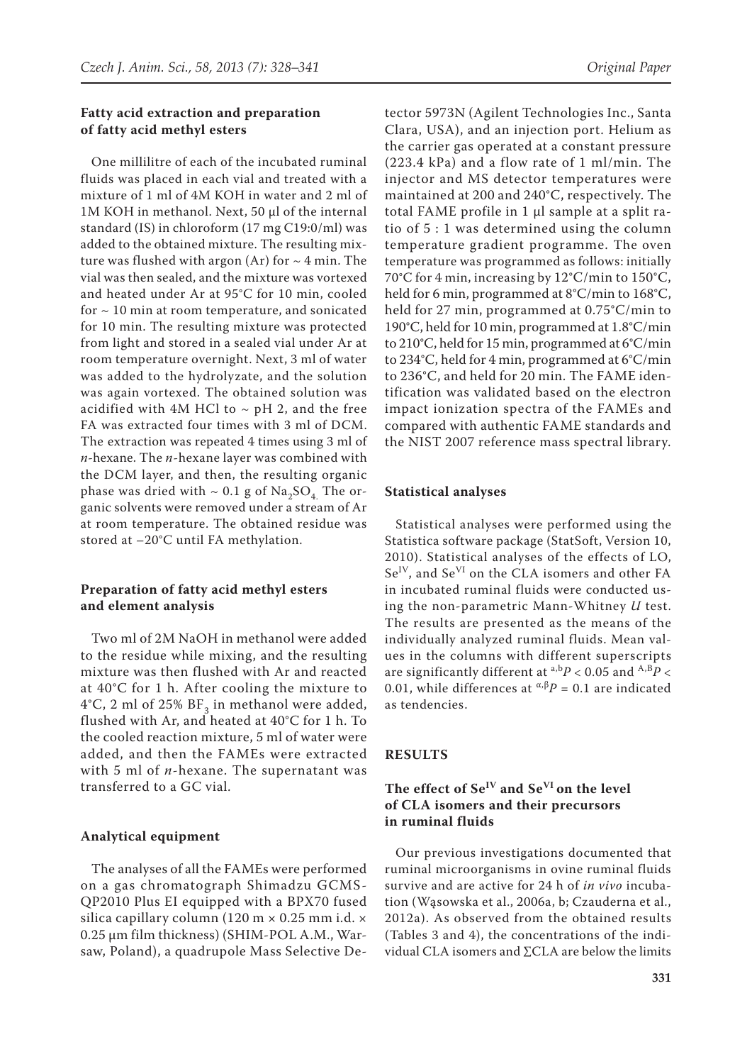### Fatty acid extraction and preparation of fatty acid methyl esters

One millilitre of each of the incubated ruminal fluids was placed in each vial and treated with a mixture of 1 ml of 4M KOH in water and 2 ml of 1M KOH in methanol. Next, 50 μl of the internal standard (IS) in chloroform (17 mg C19:0/ml) was added to the obtained mixture. The resulting mixture was flushed with argon (Ar) for ~ 4 min. The vial was then sealed, and the mixture was vortexed and heated under Ar at 95°C for 10 min, cooled for ~ 10 min at room temperature, and sonicated for 10 min. The resulting mixture was protected from light and stored in a sealed vial under Ar at room temperature overnight. Next, 3 ml of water was added to the hydrolyzate, and the solution was again vortexed. The obtained solution was acidified with 4M HCl to ~ pH 2, and the free FA was extracted four times with 3 ml of DCM. The extraction was repeated 4 times using 3 ml of *n*-hexane. The *n*-hexane layer was combined with the DCM layer, and then, the resulting organic phase was dried with ~ 0.1 g of $Na_2SO_4$. The organic solvents were removed under a stream of Ar at room temperature. The obtained residue was stored at –20°C until FA methylation.

### Preparation of fatty acid methyl esters and element analysis

Two ml of 2M NaOH in methanol were added to the residue while mixing, and the resulting mixture was then flushed with Ar and reacted at 40°C for 1 h. After cooling the mixture to 4°C, 2 ml of 25% $BF_3$ in methanol were added, flushed with Ar, and heated at 40°C for 1 h. To the cooled reaction mixture, 5 ml of water were added, and then the FAMEs were extracted with 5 ml of *n*-hexane. The supernatant was transferred to a GC vial.

### Analytical equipment

The analyses of all the FAMEs were performed on a gas chromatograph Shimadzu GCMS-QP2010 Plus EI equipped with a BPX70 fused silica capillary column (120 m × 0.25 mm i.d. × 0.25 μm film thickness) (SHIM-POL A.M., Warsaw, Poland), a quadrupole Mass Selective Detector 5973N (Agilent Technologies Inc., Santa Clara, USA), and an injection port. Helium as the carrier gas operated at a constant pressure (223.4 kPa) and a flow rate of 1 ml/min. The injector and MS detector temperatures were maintained at 200 and 240°C, respectively. The total FAME profile in 1 μl sample at a split ratio of 5 : 1 was determined using the column temperature gradient programme. The oven temperature was programmed as follows: initially 70°C for 4 min, increasing by 12°C/min to 150°C, held for 6 min, programmed at 8°C/min to 168°C, held for 27 min, programmed at 0.75°C/min to 190°C, held for 10 min, programmed at 1.8°C/min to 210°C, held for 15 min, programmed at 6°C/min to 234°C, held for 4 min, programmed at 6°C/min to 236°C, and held for 20 min. The FAME identification was validated based on the electron impact ionization spectra of the FAMEs and compared with authentic FAME standards and the NIST 2007 reference mass spectral library.

### Statistical analyses

Statistical analyses were performed using the Statistica software package (StatSoft, Version 10, 2010). Statistical analyses of the effects of LO, $Se^{IV}$, and $Se^{VI}$ on the CLA isomers and other FA in incubated ruminal fluids were conducted using the non-parametric Mann-Whitney *U* test. The results are presented as the means of the individually analyzed ruminal fluids. Mean values in the columns with different superscripts are significantly different at $^{a,b}P < 0.05$ and $^{A,B}P < 0.01$, while differences at $^{\alpha,\beta}P = 0.1$ are indicated as tendencies.

## RESULTS

### The effect of $Se^{IV}$ and $Se^{VI}$ on the level of CLA isomers and their precursors in ruminal fluids

Our previous investigations documented that ruminal microorganisms in ovine ruminal fluids survive and are active for 24 h of *in vivo* incubation (Wąsowska et al., 2006a, b; Czauderna et al., 2012a). As observed from the obtained results (Tables 3 and 4), the concentrations of the individual CLA isomers and ∑CLA are below the limits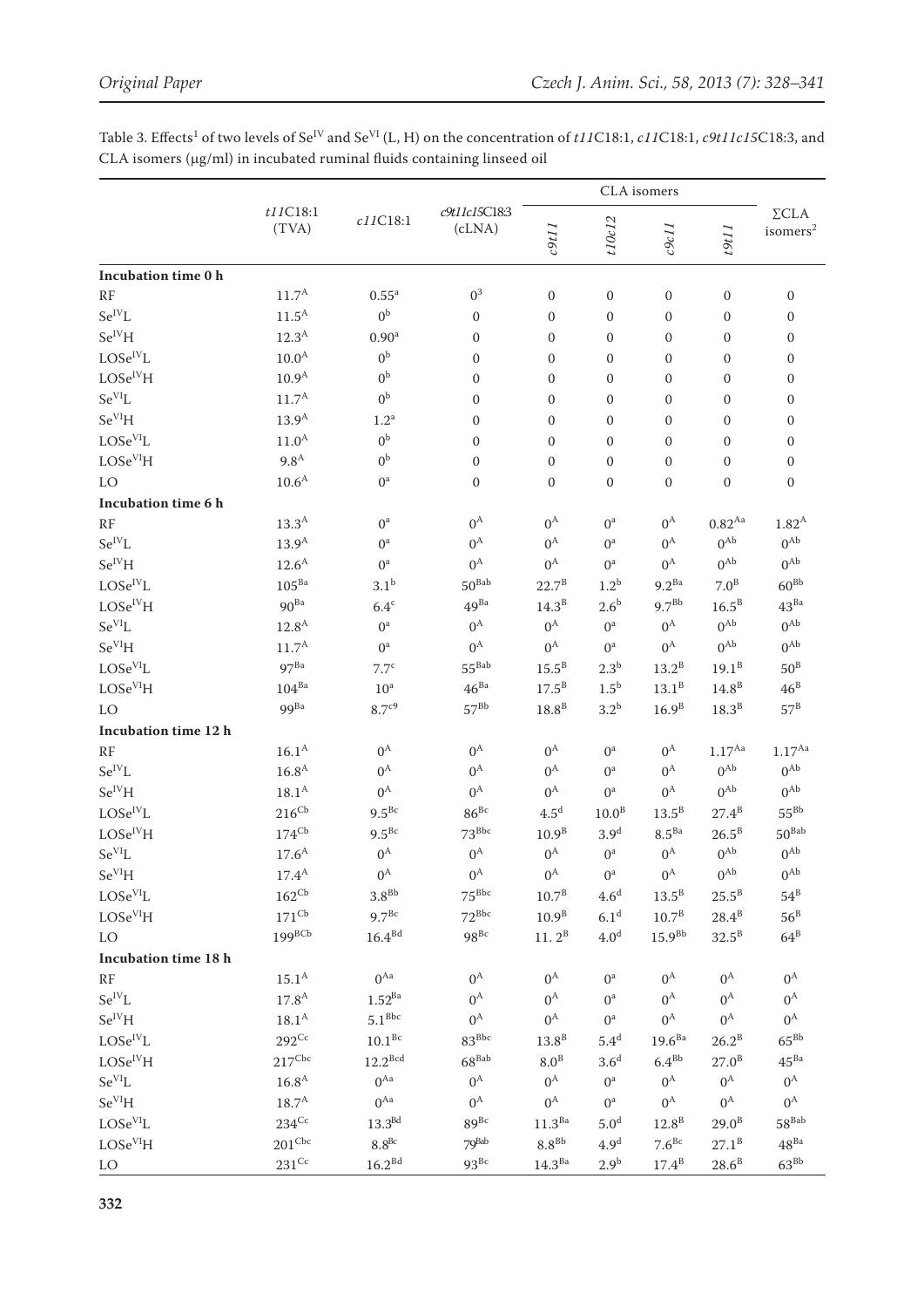Table 3. Effects[1] of two levels of $Se^{IV}$ and $Se^{VI}$ (L, H) on the concentration of *t11*C18:1, *c11*C18:1, *c9t11c15*C18:3, and CLA isomers (μg/ml) in incubated ruminal fluids containing linseed oil

| | *t11*C18:1 (TVA) | *c11*C18:1 | *c9t11c15*C18:3 (cLNA) | CLA isomers | | | | |
|---|---|---|---|---|---|---|---|---|
| | | | | *c9t11* | *t10c12* | *c9c11* | *t9t11* | ΣCLA isomers[2] |
| **Incubation time 0 h** | | | | | | | | |
| RF | $11.7^{A}$ | $0.55^{a}$ | $0^{3}$ | 0 | 0 | 0 | 0 | 0 |
| $Se^{IV}L$ | $11.5^{A}$ | $0^{b}$ | 0 | 0 | 0 | 0 | 0 | 0 |
| $Se^{IV}H$ | $12.3^{A}$ | $0.90^{a}$ | 0 | 0 | 0 | 0 | 0 | 0 |
| $LOSe^{IV}L$ | $10.0^{A}$ | $0^{b}$ | 0 | 0 | 0 | 0 | 0 | 0 |
| $LOSe^{IV}H$ | $10.9^{A}$ | $0^{b}$ | 0 | 0 | 0 | 0 | 0 | 0 |
| $Se^{VI}L$ | $11.7^{A}$ | $0^{b}$ | 0 | 0 | 0 | 0 | 0 | 0 |
| $Se^{VI}H$ | $13.9^{A}$ | $1.2^{a}$ | 0 | 0 | 0 | 0 | 0 | 0 |
| $LOSe^{VI}L$ | $11.0^{A}$ | $0^{b}$ | 0 | 0 | 0 | 0 | 0 | 0 |
| $LOSe^{VI}H$ | $9.8^{A}$ | $0^{b}$ | 0 | 0 | 0 | 0 | 0 | 0 |
| LO | $10.6^{A}$ | $0^{a}$ | 0 | 0 | 0 | 0 | 0 | 0 |
| **Incubation time 6 h** | | | | | | | | |
| RF | $13.3^{A}$ | $0^{a}$ | $0^{A}$ | $0^{A}$ | $0^{a}$ | $0^{A}$ | $0.82^{Aa}$ | $1.82^{A}$ |
| $Se^{IV}L$ | $13.9^{A}$ | $0^{a}$ | $0^{A}$ | $0^{A}$ | $0^{a}$ | $0^{A}$ | $0^{Ab}$ | $0^{Ab}$ |
| $Se^{IV}H$ | $12.6^{A}$ | $0^{a}$ | $0^{A}$ | $0^{A}$ | $0^{a}$ | $0^{A}$ | $0^{Ab}$ | $0^{Ab}$ |
| $LOSe^{IV}L$ | $105^{Ba}$ | $3.1^{b}$ | $50^{Bab}$ | $22.7^{B}$ | $1.2^{b}$ | $9.2^{Ba}$ | $7.0^{B}$ | $60^{Bb}$ |
| $LOSe^{IV}H$ | $90^{Ba}$ | $6.4^{c}$ | $49^{Ba}$ | $14.3^{B}$ | $2.6^{b}$ | $9.7^{Bb}$ | $16.5^{B}$ | $43^{Ba}$ |
| $Se^{VI}L$ | $12.8^{A}$ | $0^{a}$ | $0^{A}$ | $0^{A}$ | $0^{a}$ | $0^{A}$ | $0^{Ab}$ | $0^{Ab}$ |
| $Se^{VI}H$ | $11.7^{A}$ | $0^{a}$ | $0^{A}$ | $0^{A}$ | $0^{a}$ | $0^{A}$ | $0^{Ab}$ | $0^{Ab}$ |
| $LOSe^{VI}L$ | $97^{Ba}$ | $7.7^{c}$ | $55^{Bab}$ | $15.5^{B}$ | $2.3^{b}$ | $13.2^{B}$ | $19.1^{B}$ | $50^{B}$ |
| $LOSe^{VI}H$ | $104^{Ba}$ | $10^{a}$ | $46^{Ba}$ | $17.5^{B}$ | $1.5^{b}$ | $13.1^{B}$ | $14.8^{B}$ | $46^{B}$ |
| LO | $99^{Ba}$ | $8.7^{c9}$ | $57^{Bb}$ | $18.8^{B}$ | $3.2^{b}$ | $16.9^{B}$ | $18.3^{B}$ | $57^{B}$ |
| **Incubation time 12 h** | | | | | | | | |
| RF | $16.1^{A}$ | $0^{A}$ | $0^{A}$ | $0^{A}$ | $0^{a}$ | $0^{A}$ | $1.17^{Aa}$ | $1.17^{Aa}$ |
| $Se^{IV}L$ | $16.8^{A}$ | $0^{A}$ | $0^{A}$ | $0^{A}$ | $0^{a}$ | $0^{A}$ | $0^{Ab}$ | $0^{Ab}$ |
| $Se^{IV}H$ | $18.1^{A}$ | $0^{A}$ | $0^{A}$ | $0^{A}$ | $0^{a}$ | $0^{A}$ | $0^{Ab}$ | $0^{Ab}$ |
| $LOSe^{IV}L$ | $216^{Cb}$ | $9.5^{Bc}$ | $86^{Bc}$ | $4.5^{d}$ | $10.0^{B}$ | $13.5^{B}$ | $27.4^{B}$ | $55^{Bb}$ |
| $LOSe^{IV}H$ | $174^{Cb}$ | $9.5^{Bc}$ | $73^{Bbc}$ | $10.9^{B}$ | $3.9^{d}$ | $8.5^{Ba}$ | $26.5^{B}$ | $50^{Bab}$ |
| $Se^{VI}L$ | $17.6^{A}$ | $0^{A}$ | $0^{A}$ | $0^{A}$ | $0^{a}$ | $0^{A}$ | $0^{Ab}$ | $0^{Ab}$ |
| $Se^{VI}H$ | $17.4^{A}$ | $0^{A}$ | $0^{A}$ | $0^{A}$ | $0^{a}$ | $0^{A}$ | $0^{Ab}$ | $0^{Ab}$ |
| $LOSe^{VI}L$ | $162^{Cb}$ | $3.8^{Bb}$ | $75^{Bbc}$ | $10.7^{B}$ | $4.6^{d}$ | $13.5^{B}$ | $25.5^{B}$ | $54^{B}$ |
| $LOSe^{VI}H$ | $171^{Cb}$ | $9.7^{Bc}$ | $72^{Bbc}$ | $10.9^{B}$ | $6.1^{d}$ | $10.7^{B}$ | $28.4^{B}$ | $56^{B}$ |
| LO | $199^{BCb}$ | $16.4^{Bd}$ | $98^{Bc}$ | $11.2^{B}$ | $4.0^{d}$ | $15.9^{Bb}$ | $32.5^{B}$ | $64^{B}$ |
| **Incubation time 18 h** | | | | | | | | |
| RF | $15.1^{A}$ | $0^{Aa}$ | $0^{A}$ | $0^{A}$ | $0^{a}$ | $0^{A}$ | $0^{A}$ | $0^{A}$ |
| $Se^{IV}L$ | $17.8^{A}$ | $1.52^{Ba}$ | $0^{A}$ | $0^{A}$ | $0^{a}$ | $0^{A}$ | $0^{A}$ | $0^{A}$ |
| $Se^{IV}H$ | $18.1^{A}$ | $5.1^{Bbc}$ | $0^{A}$ | $0^{A}$ | $0^{a}$ | $0^{A}$ | $0^{A}$ | $0^{A}$ |
| $LOSe^{IV}L$ | $292^{Cc}$ | $10.1^{Bc}$ | $83^{Bbc}$ | $13.8^{B}$ | $5.4^{d}$ | $19.6^{Ba}$ | $26.2^{B}$ | $65^{Bb}$ |
| $LOSe^{IV}H$ | $217^{Cbc}$ | $12.2^{Bcd}$ | $68^{Bab}$ | $8.0^{B}$ | $3.6^{d}$ | $6.4^{Bb}$ | $27.0^{B}$ | $45^{Ba}$ |
| $Se^{VI}L$ | $16.8^{A}$ | $0^{Aa}$ | $0^{A}$ | $0^{A}$ | $0^{a}$ | $0^{A}$ | $0^{A}$ | $0^{A}$ |
| $Se^{VI}H$ | $18.7^{A}$ | $0^{Aa}$ | $0^{A}$ | $0^{A}$ | $0^{a}$ | $0^{A}$ | $0^{A}$ | $0^{A}$ |
| $LOSe^{VI}L$ | $234^{Cc}$ | $13.3^{Bd}$ | $89^{Bc}$ | $11.3^{Ba}$ | $5.0^{d}$ | $12.8^{B}$ | $29.0^{B}$ | $58^{Bab}$ |
| $LOSe^{VI}H$ | $201^{Cbc}$ | $8.8^{Bc}$ | $79^{Bab}$ | $8.8^{Bb}$ | $4.9^{d}$ | $7.6^{Bc}$ | $27.1^{B}$ | $48^{Ba}$ |
| LO | $231^{Cc}$ | $16.2^{Bd}$ | $93^{Bc}$ | $14.3^{Ba}$ | $2.9^{b}$ | $17.4^{B}$ | $28.6^{B}$ | $63^{Bb}$ |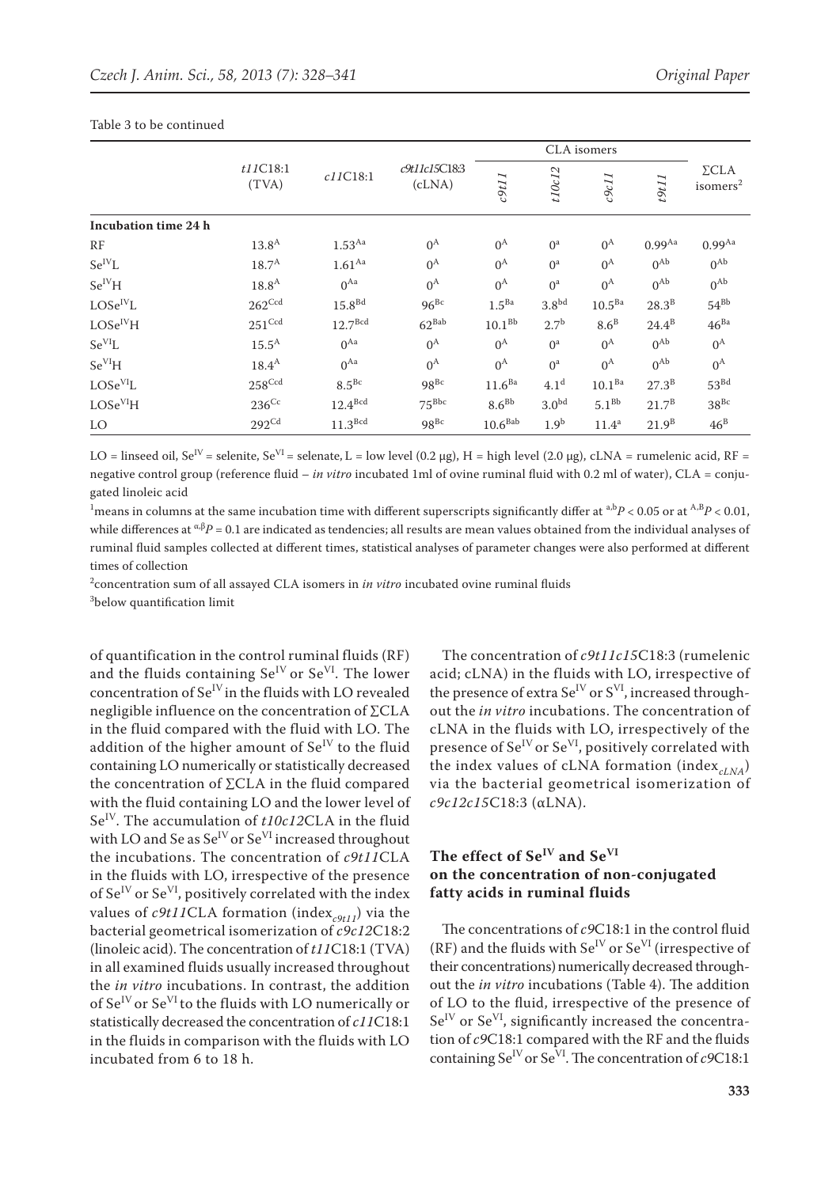Table 3 to be continued

| | *t11*C18:1 (TVA) | *c11*C18:1 | *c9t11c15*C18:3 (cLNA) | CLA isomers | | | | ΣCLA isomers[2] |
|---|---|---|---|---|---|---|---|---|
| | | | | *c9t11* | *t10c12* | *c9c11* | *t9t11* | |
| **Incubation time 24 h** | | | | | | | | |
| RF | $13.8^{A}$ | $1.53^{Aa}$ | $0^{A}$ | $0^{A}$ | $0^{a}$ | $0^{A}$ | $0.99^{Aa}$ | $0.99^{Aa}$ |
| $Se^{IV}L$ | $18.7^{A}$ | $1.61^{Aa}$ | $0^{A}$ | $0^{A}$ | $0^{a}$ | $0^{A}$ | $0^{Ab}$ | $0^{Ab}$ |
| $Se^{IV}H$ | $18.8^{A}$ | $0^{Aa}$ | $0^{A}$ | $0^{A}$ | $0^{a}$ | $0^{A}$ | $0^{Ab}$ | $0^{Ab}$ |
| $LOSe^{IV}L$ | $262^{Ccd}$ | $15.8^{Bd}$ | $96^{Bc}$ | $1.5^{Ba}$ | $3.8^{bd}$ | $10.5^{Ba}$ | $28.3^{B}$ | $54^{Bb}$ |
| $LOSe^{IV}H$ | $251^{Ccd}$ | $12.7^{Bcd}$ | $62^{Bab}$ | $10.1^{Bb}$ | $2.7^{b}$ | $8.6^{B}$ | $24.4^{B}$ | $46^{Ba}$ |
| $Se^{VI}L$ | $15.5^{A}$ | $0^{Aa}$ | $0^{A}$ | $0^{A}$ | $0^{a}$ | $0^{A}$ | $0^{Ab}$ | $0^{A}$ |
| $Se^{VI}H$ | $18.4^{A}$ | $0^{Aa}$ | $0^{A}$ | $0^{A}$ | $0^{a}$ | $0^{A}$ | $0^{Ab}$ | $0^{A}$ |
| $LOSe^{VI}L$ | $258^{Ccd}$ | $8.5^{Bc}$ | $98^{Bc}$ | $11.6^{Ba}$ | $4.1^{d}$ | $10.1^{Ba}$ | $27.3^{B}$ | $53^{Bd}$ |
| $LOSe^{VI}H$ | $236^{Cc}$ | $12.4^{Bcd}$ | $75^{Bbc}$ | $8.6^{Bb}$ | $3.0^{bd}$ | $5.1^{Bb}$ | $21.7^{B}$ | $38^{Bc}$ |
| LO | $292^{Cd}$ | $11.3^{Bcd}$ | $98^{Bc}$ | $10.6^{Bab}$ | $1.9^{b}$ | $11.4^{a}$ | $21.9^{B}$ | $46^{B}$ |

LO = linseed oil, $Se^{IV}$ = selenite, $Se^{VI}$ = selenate, L = low level (0.2 µg), H = high level (2.0 µg), cLNA = rumelenic acid, RF = negative control group (reference fluid – *in vitro* incubated 1ml of ovine ruminal fluid with 0.2 ml of water), CLA = conjugated linoleic acid

[1]means in columns at the same incubation time with different superscripts significantly differ at $^{a,b}P < 0.05$ or at $^{A,B}P < 0.01$, while differences at $^{\alpha,\beta}P = 0.1$ are indicated as tendencies; all results are mean values obtained from the individual analyses of ruminal fluid samples collected at different times, statistical analyses of parameter changes were also performed at different times of collection

[2]concentration sum of all assayed CLA isomers in *in vitro* incubated ovine ruminal fluids

[3]below quantification limit

of quantification in the control ruminal fluids (RF) and the fluids containing $Se^{IV}$ or $Se^{VI}$. The lower concentration of $Se^{IV}$ in the fluids with LO revealed negligible influence on the concentration of ΣCLA in the fluid compared with the fluid with LO. The addition of the higher amount of $Se^{IV}$ to the fluid containing LO numerically or statistically decreased the concentration of ΣCLA in the fluid compared with the fluid containing LO and the lower level of $Se^{IV}$. The accumulation of *t10c12*CLA in the fluid with LO and Se as $Se^{IV}$ or $Se^{VI}$ increased throughout the incubations. The concentration of *c9t11*CLA in the fluids with LO, irrespective of the presence of $Se^{IV}$ or $Se^{VI}$, positively correlated with the index values of *c9t11*CLA formation ($index_{c9t11}$) via the bacterial geometrical isomerization of *c9c12*C18:2 (linoleic acid). The concentration of *t11*C18:1 (TVA) in all examined fluids usually increased throughout the *in vitro* incubations. In contrast, the addition of $Se^{IV}$ or $Se^{VI}$ to the fluids with LO numerically or statistically decreased the concentration of *c11*C18:1 in the fluids in comparison with the fluids with LO incubated from 6 to 18 h.

The concentration of *c9t11c15*C18:3 (rumelenic acid; cLNA) in the fluids with LO, irrespective of the presence of extra $Se^{IV}$ or $S^{VI}$, increased throughout the *in vitro* incubations. The concentration of cLNA in the fluids with LO, irrespectively of the presence of $Se^{IV}$ or $Se^{VI}$, positively correlated with the index values of cLNA formation ($index_{cLNA}$) via the bacterial geometrical isomerization of *c9c12c15*C18:3 (αLNA).

### The effect of $Se^{IV}$ and $Se^{VI}$ on the concentration of non-conjugated fatty acids in ruminal fluids

The concentrations of *c9*C18:1 in the control fluid (RF) and the fluids with $Se^{IV}$ or $Se^{VI}$ (irrespective of their concentrations) numerically decreased throughout the *in vitro* incubations (Table 4). The addition of LO to the fluid, irrespective of the presence of $Se^{IV}$ or $Se^{VI}$, significantly increased the concentration of *c9*C18:1 compared with the RF and the fluids containing $Se^{IV}$ or $Se^{VI}$. The concentration of *c9*C18:1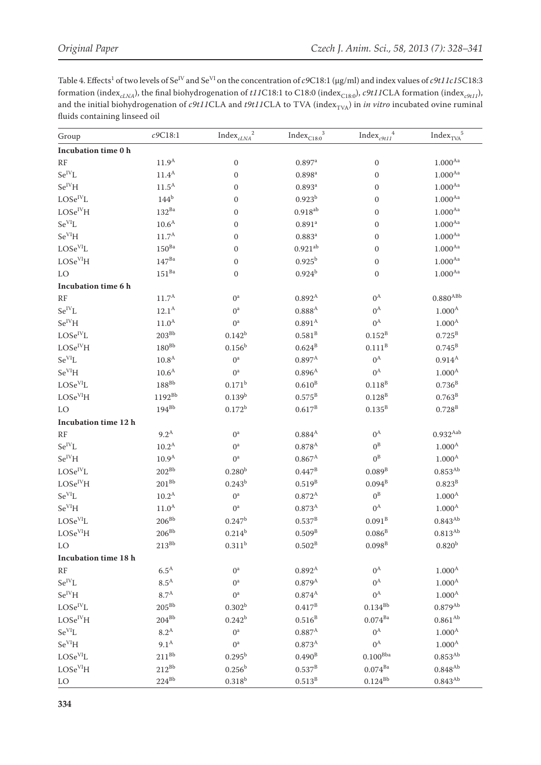Table 4. Effects[1] of two levels of $Se^{IV}$ and $Se^{VI}$ on the concentration of *c*9C18:1 (μg/ml) and index values of *c9t11c15*C18:3 formation (index$_{cLNA}$), the final biohydrogenation of *t11*C18:1 to C18:0 (index$_{C18:0}$), *c9t11*CLA formation (index$_{c9t11}$), and the initial biohydrogenation of *c9t11*CLA and *t9t11*CLA to TVA (index$_{TVA}$) in *in vitro* incubated ovine ruminal fluids containing linseed oil

| Group | *c*9C18:1 | Index$_{cLNA}$[2] | Index$_{C18:0}$[3] | Index$_{c9t11}$[4] | Index$_{TVA}$[5] |
|---|---|---|---|---|---|
| **Incubation time 0 h** | | | | | |
| RF | $11.9^{A}$ | 0 | $0.897^{a}$ | 0 | $1.000^{Aa}$ |
| $Se^{IV}L$ | $11.4^{A}$ | 0 | $0.898^{a}$ | 0 | $1.000^{Aa}$ |
| $Se^{IV}H$ | $11.5^{A}$ | 0 | $0.893^{a}$ | 0 | $1.000^{Aa}$ |
| $LOSe^{IV}L$ | $144^{b}$ | 0 | $0.923^{b}$ | 0 | $1.000^{Aa}$ |
| $LOSe^{IV}H$ | $132^{Ba}$ | 0 | $0.918^{ab}$ | 0 | $1.000^{Aa}$ |
| $Se^{VI}L$ | $10.6^{A}$ | 0 | $0.891^{a}$ | 0 | $1.000^{Aa}$ |
| $Se^{VI}H$ | $11.7^{A}$ | 0 | $0.883^{a}$ | 0 | $1.000^{Aa}$ |
| $LOSe^{VI}L$ | $150^{Ba}$ | 0 | $0.921^{ab}$ | 0 | $1.000^{Aa}$ |
| $LOSe^{VI}H$ | $147^{Ba}$ | 0 | $0.925^{b}$ | 0 | $1.000^{Aa}$ |
| LO | $151^{Ba}$ | 0 | $0.924^{b}$ | 0 | $1.000^{Aa}$ |
| **Incubation time 6 h** | | | | | |
| RF | $11.7^{A}$ | $0^{a}$ | $0.892^{A}$ | $0^{A}$ | $0.880^{ABb}$ |
| $Se^{IV}L$ | $12.1^{A}$ | $0^{a}$ | $0.888^{A}$ | $0^{A}$ | $1.000^{A}$ |
| $Se^{IV}H$ | $11.0^{A}$ | $0^{a}$ | $0.891^{A}$ | $0^{A}$ | $1.000^{A}$ |
| $LOSe^{IV}L$ | $203^{Bb}$ | $0.142^{b}$ | $0.581^{B}$ | $0.152^{B}$ | $0.725^{B}$ |
| $LOSe^{IV}H$ | $180^{Bb}$ | $0.156^{b}$ | $0.624^{B}$ | $0.111^{B}$ | $0.745^{B}$ |
| $Se^{VI}L$ | $10.8^{A}$ | $0^{a}$ | $0.897^{A}$ | $0^{A}$ | $0.914^{A}$ |
| $Se^{VI}H$ | $10.6^{A}$ | $0^{a}$ | $0.896^{A}$ | $0^{A}$ | $1.000^{A}$ |
| $LOSe^{VI}L$ | $188^{Bb}$ | $0.171^{b}$ | $0.610^{B}$ | $0.118^{B}$ | $0.736^{B}$ |
| $LOSe^{VI}H$ | $1192^{Bb}$ | $0.139^{b}$ | $0.575^{B}$ | $0.128^{B}$ | $0.763^{B}$ |
| LO | $194^{Bb}$ | $0.172^{b}$ | $0.617^{B}$ | $0.135^{B}$ | $0.728^{B}$ |
| **Incubation time 12 h** | | | | | |
| RF | $9.2^{A}$ | $0^{a}$ | $0.884^{A}$ | $0^{A}$ | $0.932^{Aab}$ |
| $Se^{IV}L$ | $10.2^{A}$ | $0^{a}$ | $0.878^{A}$ | $0^{B}$ | $1.000^{A}$ |
| $Se^{IV}H$ | $10.9^{A}$ | $0^{a}$ | $0.867^{A}$ | $0^{B}$ | $1.000^{A}$ |
| $LOSe^{IV}L$ | $202^{Bb}$ | $0.280^{b}$ | $0.447^{B}$ | $0.089^{B}$ | $0.853^{Ab}$ |
| $LOSe^{IV}H$ | $201^{Bb}$ | $0.243^{b}$ | $0.519^{B}$ | $0.094^{B}$ | $0.823^{B}$ |
| $Se^{VI}L$ | $10.2^{A}$ | $0^{a}$ | $0.872^{A}$ | $0^{B}$ | $1.000^{A}$ |
| $Se^{VI}H$ | $11.0^{A}$ | $0^{a}$ | $0.873^{A}$ | $0^{A}$ | $1.000^{A}$ |
| $LOSe^{VI}L$ | $206^{Bb}$ | $0.247^{b}$ | $0.537^{B}$ | $0.091^{B}$ | $0.843^{Ab}$ |
| $LOSe^{VI}H$ | $206^{Bb}$ | $0.214^{b}$ | $0.509^{B}$ | $0.086^{B}$ | $0.813^{Ab}$ |
| LO | $213^{Bb}$ | $0.311^{b}$ | $0.502^{B}$ | $0.098^{B}$ | $0.820^{b}$ |
| **Incubation time 18 h** | | | | | |
| RF | $6.5^{A}$ | $0^{a}$ | $0.892^{A}$ | $0^{A}$ | $1.000^{A}$ |
| $Se^{IV}L$ | $8.5^{A}$ | $0^{a}$ | $0.879^{A}$ | $0^{A}$ | $1.000^{A}$ |
| $Se^{IV}H$ | $8.7^{A}$ | $0^{a}$ | $0.874^{A}$ | $0^{A}$ | $1.000^{A}$ |
| $LOSe^{IV}L$ | $205^{Bb}$ | $0.302^{b}$ | $0.417^{B}$ | $0.134^{Bb}$ | $0.879^{Ab}$ |
| $LOSe^{IV}H$ | $204^{Bb}$ | $0.242^{b}$ | $0.516^{B}$ | $0.074^{Ba}$ | $0.861^{Ab}$ |
| $Se^{VI}L$ | $8.2^{A}$ | $0^{a}$ | $0.887^{A}$ | $0^{A}$ | $1.000^{A}$ |
| $Se^{VI}H$ | $9.1^{A}$ | $0^{a}$ | $0.873^{A}$ | $0^{A}$ | $1.000^{A}$ |
| $LOSe^{VI}L$ | $211^{Bb}$ | $0.295^{b}$ | $0.490^{B}$ | $0.100^{Bba}$ | $0.853^{Ab}$ |
| $LOSe^{VI}H$ | $212^{Bb}$ | $0.256^{b}$ | $0.537^{B}$ | $0.074^{Ba}$ | $0.848^{Ab}$ |
| LO | $224^{Bb}$ | $0.318^{b}$ | $0.513^{B}$ | $0.124^{Bb}$ | $0.843^{Ab}$ |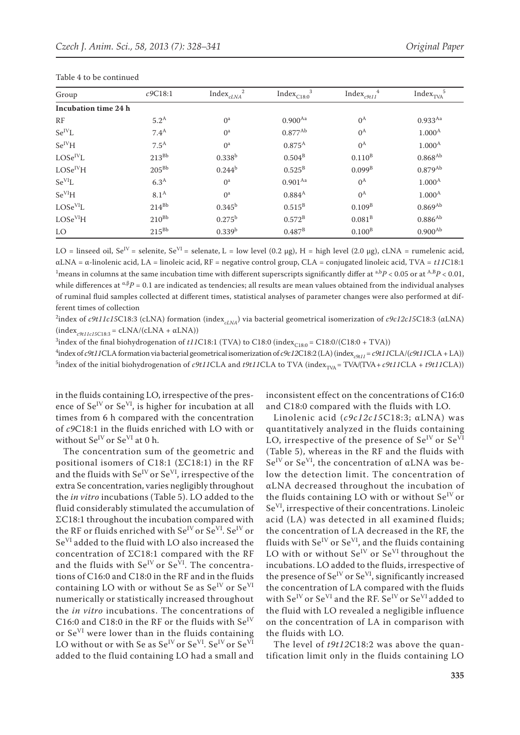Table 4 to be continued

| Group | $c9$C18:1 | $\text{Index}_{cLNA}$ [2] | $\text{Index}_{C18:0}$ [3] | $\text{Index}_{c9t11}$ [4] | $\text{Index}_{TVA}$ [5] |
|---|---|---|---|---|---|
| **Incubation time 24 h** | | | | | |
| RF | $5.2^{A}$ | $0^{a}$ | $0.900^{Aa}$ | $0^{A}$ | $0.933^{Aa}$ |
| $Se^{IV}$L | $7.4^{A}$ | $0^{a}$ | $0.877^{Ab}$ | $0^{A}$ | $1.000^{A}$ |
| $Se^{IV}$H | $7.5^{A}$ | $0^{a}$ | $0.875^{A}$ | $0^{A}$ | $1.000^{A}$ |
| LO$Se^{IV}$L | $213^{Bb}$ | $0.338^{b}$ | $0.504^{B}$ | $0.110^{B}$ | $0.868^{Ab}$ |
| LO$Se^{IV}$H | $205^{Bb}$ | $0.244^{b}$ | $0.525^{B}$ | $0.099^{B}$ | $0.879^{Ab}$ |
| $Se^{VI}$L | $6.3^{A}$ | $0^{a}$ | $0.901^{Aa}$ | $0^{A}$ | $1.000^{A}$ |
| $Se^{VI}$H | $8.1^{A}$ | $0^{a}$ | $0.884^{A}$ | $0^{A}$ | $1.000^{A}$ |
| LO$Se^{VI}$L | $214^{Bb}$ | $0.345^{b}$ | $0.515^{B}$ | $0.109^{B}$ | $0.869^{Ab}$ |
| LO$Se^{VI}$H | $210^{Bb}$ | $0.275^{b}$ | $0.572^{B}$ | $0.081^{B}$ | $0.886^{Ab}$ |
| LO | $215^{Bb}$ | $0.339^{b}$ | $0.487^{B}$ | $0.100^{B}$ | $0.900^{Ab}$ |

LO = linseed oil, $Se^{IV}$ = selenite, $Se^{VI}$ = selenate, L = low level (0.2 μg), H = high level (2.0 μg), cLNA = rumelenic acid, αLNA = α-linolenic acid, LA = linoleic acid, RF = negative control group, CLA = conjugated linoleic acid, TVA = $t11$C18:1

[1]means in columns at the same incubation time with different superscripts significantly differ at $^{a,b}P < 0.05$ or at $^{A,B}P < 0.01$, while differences at $^{\alpha,\beta}P = 0.1$ are indicated as tendencies; all results are mean values obtained from the individual analyses of ruminal fluid samples collected at different times, statistical analyses of parameter changes were also performed at different times of collection

[2]index of $c9t11c15$C18:3 (cLNA) formation ($\text{index}_{cLNA}$) via bacterial geometrical isomerization of $c9c12c15$C18:3 (αLNA) ($\text{index}_{c9t11c15C18:3}$ = cLNA/(cLNA + αLNA))

[3]index of the final biohydrogenation of $t11$C18:1 (TVA) to C18:0 ($\text{index}_{C18:0}$ = C18:0/(C18:0 + TVA))

[4]index of $c9t11$CLA formation via bacterial geometrical isomerization of $c9c12$C18:2 (LA) ($\text{index}_{c9t11}$ = $c9t11$CLA/($c9t11$CLA + LA))

[5]index of the initial biohydrogenation of $c9t11$CLA and $t9t11$CLA to TVA ($\text{index}_{TVA}$ = TVA/(TVA + $c9t11$CLA + $t9t11$CLA))

in the fluids containing LO, irrespective of the presence of $Se^{IV}$ or $Se^{VI}$, is higher for incubation at all times from 6 h compared with the concentration of $c9$C18:1 in the fluids enriched with LO with or without $Se^{IV}$ or $Se^{VI}$ at 0 h.

The concentration sum of the geometric and positional isomers of C18:1 (ΣC18:1) in the RF and the fluids with $Se^{IV}$ or $Se^{VI}$, irrespective of the extra Se concentration, varies negligibly throughout the *in vitro* incubations (Table 5). LO added to the fluid considerably stimulated the accumulation of ΣC18:1 throughout the incubation compared with the RF or fluids enriched with $Se^{IV}$ or $Se^{VI}$. $Se^{IV}$ or $Se^{VI}$ added to the fluid with LO also increased the concentration of ΣC18:1 compared with the RF and the fluids with $Se^{IV}$ or $Se^{VI}$. The concentrations of C16:0 and C18:0 in the RF and in the fluids containing LO with or without Se as $Se^{IV}$ or $Se^{VI}$ numerically or statistically increased throughout the *in vitro* incubations. The concentrations of C16:0 and C18:0 in the RF or the fluids with $Se^{IV}$ or $Se^{VI}$ were lower than in the fluids containing LO without or with Se as $Se^{IV}$ or $Se^{VI}$. $Se^{IV}$ or $Se^{VI}$ added to the fluid containing LO had a small and inconsistent effect on the concentrations of C16:0 and C18:0 compared with the fluids with LO.

Linolenic acid ($c9c12c15$C18:3; αLNA) was quantitatively analyzed in the fluids containing LO, irrespective of the presence of $Se^{IV}$ or $Se^{VI}$ (Table 5), whereas in the RF and the fluids with $Se^{IV}$ or $Se^{VI}$, the concentration of αLNA was below the detection limit. The concentration of αLNA decreased throughout the incubation of the fluids containing LO with or without $Se^{IV}$ or $Se^{VI}$, irrespective of their concentrations. Linoleic acid (LA) was detected in all examined fluids; the concentration of LA decreased in the RF, the fluids with $Se^{IV}$ or $Se^{VI}$, and the fluids containing LO with or without $Se^{IV}$ or $Se^{VI}$ throughout the incubations. LO added to the fluids, irrespective of the presence of $Se^{IV}$ or $Se^{VI}$, significantly increased the concentration of LA compared with the fluids with $Se^{IV}$ or $Se^{VI}$ and the RF. $Se^{IV}$ or $Se^{VI}$ added to the fluid with LO revealed a negligible influence on the concentration of LA in comparison with the fluids with LO.

The level of $t9t12$C18:2 was above the quantification limit only in the fluids containing LO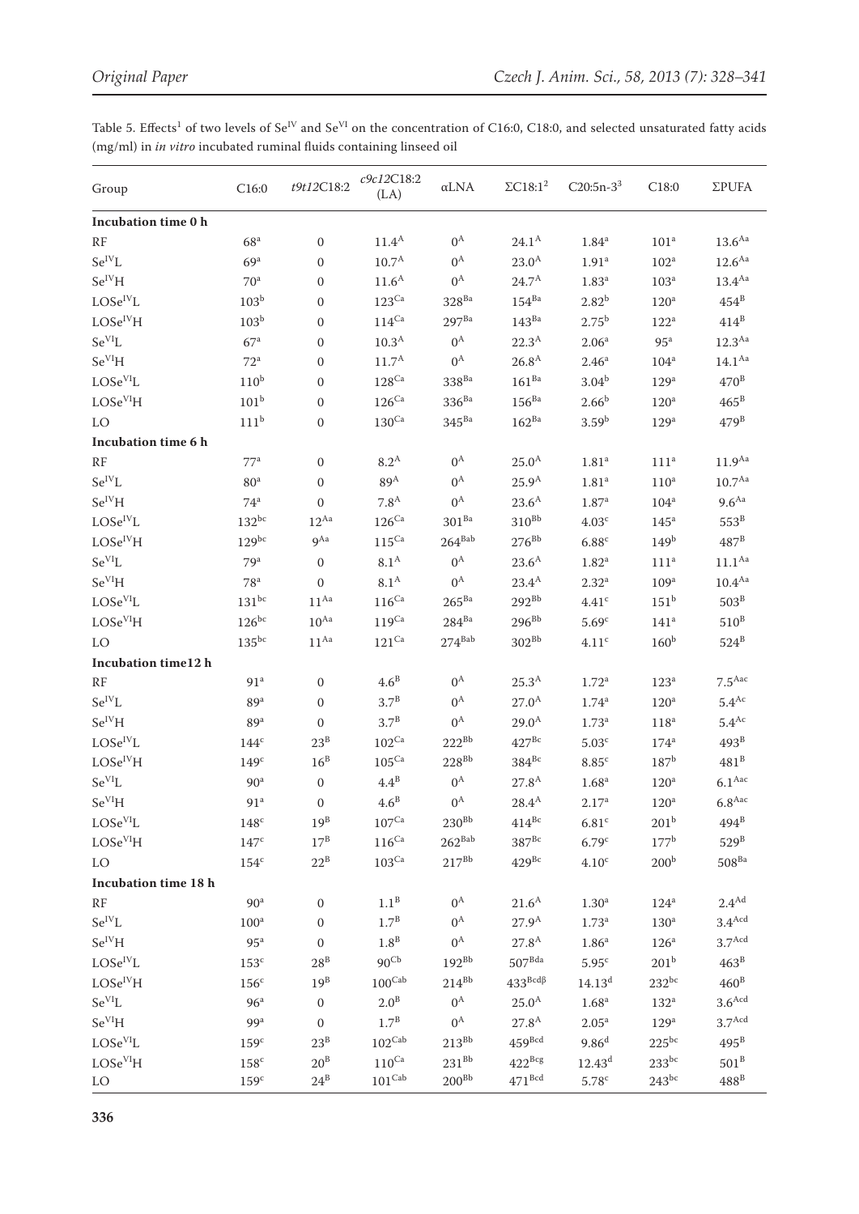Table 5. Effects[1] of two levels of $Se^{IV}$ and $Se^{VI}$ on the concentration of C16:0, C18:0, and selected unsaturated fatty acids (mg/ml) in *in vitro* incubated ruminal fluids containing linseed oil

| Group | C16:0 | *t9t12*C18:2 | *c9c12*C18:2 (LA) | αLNA | ΣC18:1[2] | C20:5n-3[3] | C18:0 | ΣPUFA |
|---|---|---|---|---|---|---|---|---|
| **Incubation time 0 h** | | | | | | | | |
| RF | $68^{a}$ | 0 | $11.4^{A}$ | $0^{A}$ | $24.1^{A}$ | $1.84^{a}$ | $101^{a}$ | $13.6^{Aa}$ |
| $Se^{IV}L$ | $69^{a}$ | 0 | $10.7^{A}$ | $0^{A}$ | $23.0^{A}$ | $1.91^{a}$ | $102^{a}$ | $12.6^{Aa}$ |
| $Se^{IV}H$ | $70^{a}$ | 0 | $11.6^{A}$ | $0^{A}$ | $24.7^{A}$ | $1.83^{a}$ | $103^{a}$ | $13.4^{Aa}$ |
| $LOSe^{IV}L$ | $103^{b}$ | 0 | $123^{Ca}$ | $328^{Ba}$ | $154^{Ba}$ | $2.82^{b}$ | $120^{a}$ | $454^{B}$ |
| $LOSe^{IV}H$ | $103^{b}$ | 0 | $114^{Ca}$ | $297^{Ba}$ | $143^{Ba}$ | $2.75^{b}$ | $122^{a}$ | $414^{B}$ |
| $Se^{VI}L$ | $67^{a}$ | 0 | $10.3^{A}$ | $0^{A}$ | $22.3^{A}$ | $2.06^{a}$ | $95^{a}$ | $12.3^{Aa}$ |
| $Se^{VI}H$ | $72^{a}$ | 0 | $11.7^{A}$ | $0^{A}$ | $26.8^{A}$ | $2.46^{a}$ | $104^{a}$ | $14.1^{Aa}$ |
| $LOSe^{VI}L$ | $110^{b}$ | 0 | $128^{Ca}$ | $338^{Ba}$ | $161^{Ba}$ | $3.04^{b}$ | $129^{a}$ | $470^{B}$ |
| $LOSe^{VI}H$ | $101^{b}$ | 0 | $126^{Ca}$ | $336^{Ba}$ | $156^{Ba}$ | $2.66^{b}$ | $120^{a}$ | $465^{B}$ |
| LO | $111^{b}$ | 0 | $130^{Ca}$ | $345^{Ba}$ | $162^{Ba}$ | $3.59^{b}$ | $129^{a}$ | $479^{B}$ |
| **Incubation time 6 h** | | | | | | | | |
| RF | $77^{a}$ | 0 | $8.2^{A}$ | $0^{A}$ | $25.0^{A}$ | $1.81^{a}$ | $111^{a}$ | $11.9^{Aa}$ |
| $Se^{IV}L$ | $80^{a}$ | 0 | $89^{A}$ | $0^{A}$ | $25.9^{A}$ | $1.81^{a}$ | $110^{a}$ | $10.7^{Aa}$ |
| $Se^{IV}H$ | $74^{a}$ | 0 | $7.8^{A}$ | $0^{A}$ | $23.6^{A}$ | $1.87^{a}$ | $104^{a}$ | $9.6^{Aa}$ |
| $LOSe^{IV}L$ | $132^{bc}$ | $12^{Aa}$ | $126^{Ca}$ | $301^{Ba}$ | $310^{Bb}$ | $4.03^{c}$ | $145^{a}$ | $553^{B}$ |
| $LOSe^{IV}H$ | $129^{bc}$ | $9^{Aa}$ | $115^{Ca}$ | $264^{Bab}$ | $276^{Bb}$ | $6.88^{c}$ | $149^{b}$ | $487^{B}$ |
| $Se^{VI}L$ | $79^{a}$ | 0 | $8.1^{A}$ | $0^{A}$ | $23.6^{A}$ | $1.82^{a}$ | $111^{a}$ | $11.1^{Aa}$ |
| $Se^{VI}H$ | $78^{a}$ | 0 | $8.1^{A}$ | $0^{A}$ | $23.4^{A}$ | $2.32^{a}$ | $109^{a}$ | $10.4^{Aa}$ |
| $LOSe^{VI}L$ | $131^{bc}$ | $11^{Aa}$ | $116^{Ca}$ | $265^{Ba}$ | $292^{Bb}$ | $4.41^{c}$ | $151^{b}$ | $503^{B}$ |
| $LOSe^{VI}H$ | $126^{bc}$ | $10^{Aa}$ | $119^{Ca}$ | $284^{Ba}$ | $296^{Bb}$ | $5.69^{c}$ | $141^{a}$ | $510^{B}$ |
| LO | $135^{bc}$ | $11^{Aa}$ | $121^{Ca}$ | $274^{Bab}$ | $302^{Bb}$ | $4.11^{c}$ | $160^{b}$ | $524^{B}$ |
| **Incubation time12 h** | | | | | | | | |
| RF | $91^{a}$ | 0 | $4.6^{B}$ | $0^{A}$ | $25.3^{A}$ | $1.72^{a}$ | $123^{a}$ | $7.5^{Aac}$ |
| $Se^{IV}L$ | $89^{a}$ | 0 | $3.7^{B}$ | $0^{A}$ | $27.0^{A}$ | $1.74^{a}$ | $120^{a}$ | $5.4^{Ac}$ |
| $Se^{IV}H$ | $89^{a}$ | 0 | $3.7^{B}$ | $0^{A}$ | $29.0^{A}$ | $1.73^{a}$ | $118^{a}$ | $5.4^{Ac}$ |
| $LOSe^{IV}L$ | $144^{c}$ | $23^{B}$ | $102^{Ca}$ | $222^{Bb}$ | $427^{Bc}$ | $5.03^{c}$ | $174^{a}$ | $493^{B}$ |
| $LOSe^{IV}H$ | $149^{c}$ | $16^{B}$ | $105^{Ca}$ | $228^{Bb}$ | $384^{Bc}$ | $8.85^{c}$ | $187^{b}$ | $481^{B}$ |
| $Se^{VI}L$ | $90^{a}$ | 0 | $4.4^{B}$ | $0^{A}$ | $27.8^{A}$ | $1.68^{a}$ | $120^{a}$ | $6.1^{Aac}$ |
| $Se^{VI}H$ | $91^{a}$ | 0 | $4.6^{B}$ | $0^{A}$ | $28.4^{A}$ | $2.17^{a}$ | $120^{a}$ | $6.8^{Aac}$ |
| $LOSe^{VI}L$ | $148^{c}$ | $19^{B}$ | $107^{Ca}$ | $230^{Bb}$ | $414^{Bc}$ | $6.81^{c}$ | $201^{b}$ | $494^{B}$ |
| $LOSe^{VI}H$ | $147^{c}$ | $17^{B}$ | $116^{Ca}$ | $262^{Bab}$ | $387^{Bc}$ | $6.79^{c}$ | $177^{b}$ | $529^{B}$ |
| LO | $154^{c}$ | $22^{B}$ | $103^{Ca}$ | $217^{Bb}$ | $429^{Bc}$ | $4.10^{c}$ | $200^{b}$ | $508^{Ba}$ |
| **Incubation time 18 h** | | | | | | | | |
| RF | $90^{a}$ | 0 | $1.1^{B}$ | $0^{A}$ | $21.6^{A}$ | $1.30^{a}$ | $124^{a}$ | $2.4^{Ad}$ |
| $Se^{IV}L$ | $100^{a}$ | 0 | $1.7^{B}$ | $0^{A}$ | $27.9^{A}$ | $1.73^{a}$ | $130^{a}$ | $3.4^{Acd}$ |
| $Se^{IV}H$ | $95^{a}$ | 0 | $1.8^{B}$ | $0^{A}$ | $27.8^{A}$ | $1.86^{a}$ | $126^{a}$ | $3.7^{Acd}$ |
| $LOSe^{IV}L$ | $153^{c}$ | $28^{B}$ | $90^{Cb}$ | $192^{Bb}$ | $507^{Bda}$ | $5.95^{c}$ | $201^{b}$ | $463^{B}$ |
| $LOSe^{IV}H$ | $156^{c}$ | $19^{B}$ | $100^{Cab}$ | $214^{Bb}$ | $433^{Bcd\beta}$ | $14.13^{d}$ | $232^{bc}$ | $460^{B}$ |
| $Se^{VI}L$ | $96^{a}$ | 0 | $2.0^{B}$ | $0^{A}$ | $25.0^{A}$ | $1.68^{a}$ | $132^{a}$ | $3.6^{Acd}$ |
| $Se^{VI}H$ | $99^{a}$ | 0 | $1.7^{B}$ | $0^{A}$ | $27.8^{A}$ | $2.05^{a}$ | $129^{a}$ | $3.7^{Acd}$ |
| $LOSe^{VI}L$ | $159^{c}$ | $23^{B}$ | $102^{Cab}$ | $213^{Bb}$ | $459^{Bcd}$ | $9.86^{d}$ | $225^{bc}$ | $495^{B}$ |
| $LOSe^{VI}H$ | $158^{c}$ | $20^{B}$ | $110^{Ca}$ | $231^{Bb}$ | $422^{Bcg}$ | $12.43^{d}$ | $233^{bc}$ | $501^{B}$ |
| LO | $159^{c}$ | $24^{B}$ | $101^{Cab}$ | $200^{Bb}$ | $471^{Bcd}$ | $5.78^{c}$ | $243^{bc}$ | $488^{B}$ |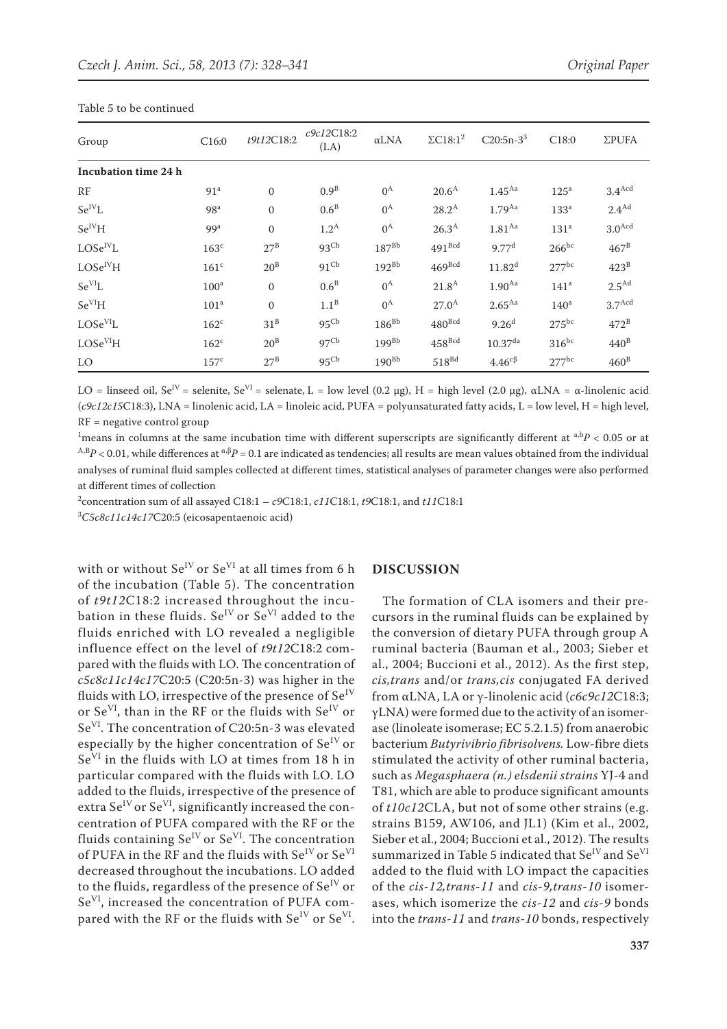Table 5 to be continued

| Group | C16:0 | *t9t12*C18:2 | *c9c12*C18:2 (LA) | αLNA | ΣC18:1[2] | C20:5n-3[3] | C18:0 | ΣPUFA |
|---|---|---|---|---|---|---|---|---|
| **Incubation time 24 h** | | | | | | | | |
| RF | $91^{a}$ | 0 | $0.9^{B}$ | $0^{A}$ | $20.6^{A}$ | $1.45^{Aa}$ | $125^{a}$ | $3.4^{Acd}$ |
| $Se^{IV}L$ | $98^{a}$ | 0 | $0.6^{B}$ | $0^{A}$ | $28.2^{A}$ | $1.79^{Aa}$ | $133^{a}$ | $2.4^{Ad}$ |
| $Se^{IV}H$ | $99^{a}$ | 0 | $1.2^{A}$ | $0^{A}$ | $26.3^{A}$ | $1.81^{Aa}$ | $131^{a}$ | $3.0^{Acd}$ |
| $LOSe^{IV}L$ | $163^{c}$ | $27^{B}$ | $93^{Cb}$ | $187^{Bb}$ | $491^{Bcd}$ | $9.77^{d}$ | $266^{bc}$ | $467^{B}$ |
| $LOSe^{IV}H$ | $161^{c}$ | $20^{B}$ | $91^{Cb}$ | $192^{Bb}$ | $469^{Bcd}$ | $11.82^{d}$ | $277^{bc}$ | $423^{B}$ |
| $Se^{VI}L$ | $100^{a}$ | 0 | $0.6^{B}$ | $0^{A}$ | $21.8^{A}$ | $1.90^{Aa}$ | $141^{a}$ | $2.5^{Ad}$ |
| $Se^{VI}H$ | $101^{a}$ | 0 | $1.1^{B}$ | $0^{A}$ | $27.0^{A}$ | $2.65^{Aa}$ | $140^{a}$ | $3.7^{Acd}$ |
| $LOSe^{VI}L$ | $162^{c}$ | $31^{B}$ | $95^{Cb}$ | $186^{Bb}$ | $480^{Bcd}$ | $9.26^{d}$ | $275^{bc}$ | $472^{B}$ |
| $LOSe^{VI}H$ | $162^{c}$ | $20^{B}$ | $97^{Cb}$ | $199^{Bb}$ | $458^{Bcd}$ | $10.37^{da}$ | $316^{bc}$ | $440^{B}$ |
| LO | $157^{c}$ | $27^{B}$ | $95^{Cb}$ | $190^{Bb}$ | $518^{Bd}$ | $4.46^{c\beta}$ | $277^{bc}$ | $460^{B}$ |

LO = linseed oil, $Se^{IV}$ = selenite, $Se^{VI}$ = selenate, L = low level (0.2 μg), H = high level (2.0 μg), αLNA = α-linolenic acid (*c9c12c15*C18:3), LNA = linolenic acid, LA = linoleic acid, PUFA = polyunsaturated fatty acids, L = low level, H = high level, RF = negative control group

[1]means in columns at the same incubation time with different superscripts are significantly different at $^{a,b}P < 0.05$ or at $^{A,B}P < 0.01$, while differences at $^{\alpha,\beta}P = 0.1$ are indicated as tendencies; all results are mean values obtained from the individual analyses of ruminal fluid samples collected at different times, statistical analyses of parameter changes were also performed at different times of collection

[2]concentration sum of all assayed C18:1 – *c9*C18:1, *c11*C18:1, *t9*C18:1, and *t11*C18:1

[3]*C5c8c11c14c17*C20:5 (eicosapentaenoic acid)

with or without $Se^{IV}$ or $Se^{VI}$ at all times from 6 h of the incubation (Table 5). The concentration of *t9t12*C18:2 increased throughout the incubation in these fluids. $Se^{IV}$ or $Se^{VI}$ added to the fluids enriched with LO revealed a negligible influence effect on the level of *t9t12*C18:2 compared with the fluids with LO. The concentration of *c5c8c11c14c17*C20:5 (C20:5n-3) was higher in the fluids with LO, irrespective of the presence of $Se^{IV}$ or $Se^{VI}$, than in the RF or the fluids with $Se^{IV}$ or $Se^{VI}$. The concentration of C20:5n-3 was elevated especially by the higher concentration of $Se^{IV}$ or $Se^{VI}$ in the fluids with LO at times from 18 h in particular compared with the fluids with LO. LO added to the fluids, irrespective of the presence of extra $Se^{IV}$ or $Se^{VI}$, significantly increased the concentration of PUFA compared with the RF or the fluids containing $Se^{IV}$ or $Se^{VI}$. The concentration of PUFA in the RF and the fluids with $Se^{IV}$ or $Se^{VI}$ decreased throughout the incubations. LO added to the fluids, regardless of the presence of $Se^{IV}$ or $Se^{VI}$, increased the concentration of PUFA compared with the RF or the fluids with $Se^{IV}$ or $Se^{VI}$.

## DISCUSSION

The formation of CLA isomers and their precursors in the ruminal fluids can be explained by the conversion of dietary PUFA through group A ruminal bacteria (Bauman et al., 2003; Sieber et al., 2004; Buccioni et al., 2012). As the first step, *cis,trans* and/or *trans,cis* conjugated FA derived from αLNA, LA or γ-linolenic acid (*c6c9c12*C18:3; γLNA) were formed due to the activity of an isomerase (linoleate isomerase; EC 5.2.1.5) from anaerobic bacterium *Butyrivibrio fibrisolvens.* Low-fibre diets stimulated the activity of other ruminal bacteria, such as *Megasphaera (n.) elsdenii strains* YJ-4 and T81, which are able to produce significant amounts of *t10c12*CLA, but not of some other strains (e.g. strains B159, AW106, and JL1) (Kim et al., 2002, Sieber et al., 2004; Buccioni et al., 2012). The results summarized in Table 5 indicated that $Se^{IV}$ and $Se^{VI}$ added to the fluid with LO impact the capacities of the *cis-12,trans-11* and *cis-9,trans-10* isomerases, which isomerize the *cis-12* and *cis-9* bonds into the *trans-11* and *trans-10* bonds, respectively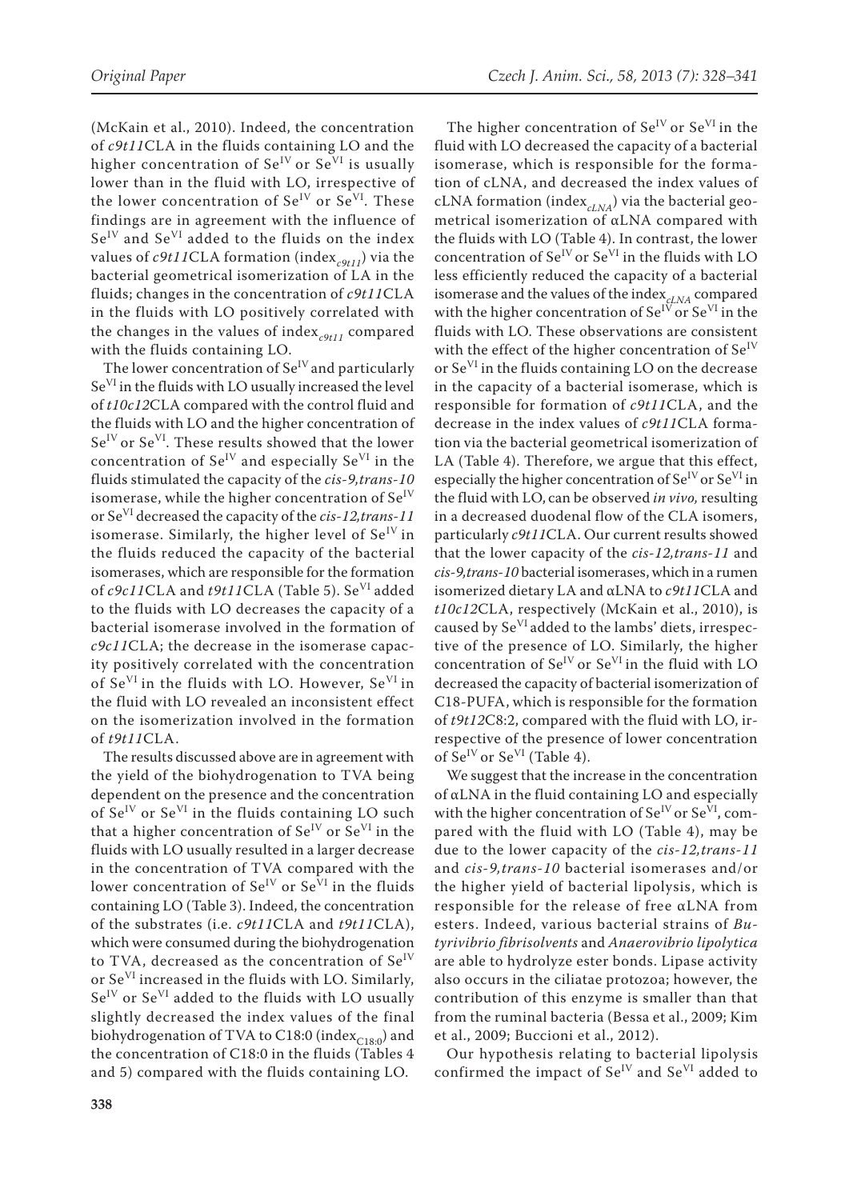(McKain et al., 2010). Indeed, the concentration of *c9t11*CLA in the fluids containing LO and the higher concentration of $Se^{IV}$ or $Se^{VI}$ is usually lower than in the fluid with LO, irrespective of the lower concentration of $Se^{IV}$ or $Se^{VI}$. These findings are in agreement with the influence of $Se^{IV}$ and $Se^{VI}$ added to the fluids on the index values of *c9t11*CLA formation ($index_{c9t11}$) via the bacterial geometrical isomerization of LA in the fluids; changes in the concentration of *c9t11*CLA in the fluids with LO positively correlated with the changes in the values of $index_{c9t11}$ compared with the fluids containing LO.

The lower concentration of $Se^{IV}$ and particularly $Se^{VI}$ in the fluids with LO usually increased the level of *t10c12*CLA compared with the control fluid and the fluids with LO and the higher concentration of $Se^{IV}$ or $Se^{VI}$. These results showed that the lower concentration of $Se^{IV}$ and especially $Se^{VI}$ in the fluids stimulated the capacity of the *cis-9,trans-10* isomerase, while the higher concentration of $Se^{IV}$ or $Se^{VI}$ decreased the capacity of the *cis-12,trans-11* isomerase. Similarly, the higher level of $Se^{IV}$ in the fluids reduced the capacity of the bacterial isomerases, which are responsible for the formation of *c9c11*CLA and *t9t11*CLA (Table 5). $Se^{VI}$ added to the fluids with LO decreases the capacity of a bacterial isomerase involved in the formation of *c9c11*CLA; the decrease in the isomerase capacity positively correlated with the concentration of $Se^{VI}$ in the fluids with LO. However, $Se^{VI}$ in the fluid with LO revealed an inconsistent effect on the isomerization involved in the formation of *t9t11*CLA.

The results discussed above are in agreement with the yield of the biohydrogenation to TVA being dependent on the presence and the concentration of $Se^{IV}$ or $Se^{VI}$ in the fluids containing LO such that a higher concentration of $Se^{IV}$ or $Se^{VI}$ in the fluids with LO usually resulted in a larger decrease in the concentration of TVA compared with the lower concentration of $Se^{IV}$ or $Se^{VI}$ in the fluids containing LO (Table 3). Indeed, the concentration of the substrates (i.e. *c9t11*CLA and *t9t11*CLA), which were consumed during the biohydrogenation to TVA, decreased as the concentration of $Se^{IV}$ or $Se^{VI}$ increased in the fluids with LO. Similarly, $Se^{IV}$ or $Se^{VI}$ added to the fluids with LO usually slightly decreased the index values of the final biohydrogenation of TVA to C18:0 ($index_{C18:0}$) and the concentration of C18:0 in the fluids (Tables 4 and 5) compared with the fluids containing LO.

The higher concentration of $Se^{IV}$ or $Se^{VI}$ in the fluid with LO decreased the capacity of a bacterial isomerase, which is responsible for the formation of cLNA, and decreased the index values of cLNA formation ($index_{cLNA}$) via the bacterial geometrical isomerization of αLNA compared with the fluids with LO (Table 4). In contrast, the lower concentration of $Se^{IV}$ or $Se^{VI}$ in the fluids with LO less efficiently reduced the capacity of a bacterial isomerase and the values of the $index_{cLNA}$ compared with the higher concentration of $Se^{IV}$ or $Se^{VI}$ in the fluids with LO. These observations are consistent with the effect of the higher concentration of $Se^{IV}$ or $Se^{VI}$ in the fluids containing LO on the decrease in the capacity of a bacterial isomerase, which is responsible for formation of *c9t11*CLA, and the decrease in the index values of *c9t11*CLA formation via the bacterial geometrical isomerization of LA (Table 4). Therefore, we argue that this effect, especially the higher concentration of $Se^{IV}$ or $Se^{VI}$ in the fluid with LO, can be observed *in vivo*, resulting in a decreased duodenal flow of the CLA isomers, particularly *c9t11*CLA. Our current results showed that the lower capacity of the *cis-12,trans-11* and *cis-9,trans-10* bacterial isomerases, which in a rumen isomerized dietary LA and αLNA to *c9t11*CLA and *t10c12*CLA, respectively (McKain et al., 2010), is caused by $Se^{VI}$ added to the lambs' diets, irrespective of the presence of LO. Similarly, the higher concentration of $Se^{IV}$ or $Se^{VI}$ in the fluid with LO decreased the capacity of bacterial isomerization of C18-PUFA, which is responsible for the formation of *t9t12*C8:2, compared with the fluid with LO, irrespective of the presence of lower concentration of $Se^{IV}$ or $Se^{VI}$ (Table 4).

We suggest that the increase in the concentration of αLNA in the fluid containing LO and especially with the higher concentration of $Se^{IV}$ or $Se^{VI}$, compared with the fluid with LO (Table 4), may be due to the lower capacity of the *cis-12,trans-11* and *cis-9,trans-10* bacterial isomerases and/or the higher yield of bacterial lipolysis, which is responsible for the release of free αLNA from esters. Indeed, various bacterial strains of *Butyrivibrio fibrisolvents* and *Anaerovibrio lipolytica* are able to hydrolyze ester bonds. Lipase activity also occurs in the ciliatae protozoa; however, the contribution of this enzyme is smaller than that from the ruminal bacteria (Bessa et al., 2009; Kim et al., 2009; Buccioni et al., 2012).

Our hypothesis relating to bacterial lipolysis confirmed the impact of $Se^{IV}$ and $Se^{VI}$ added to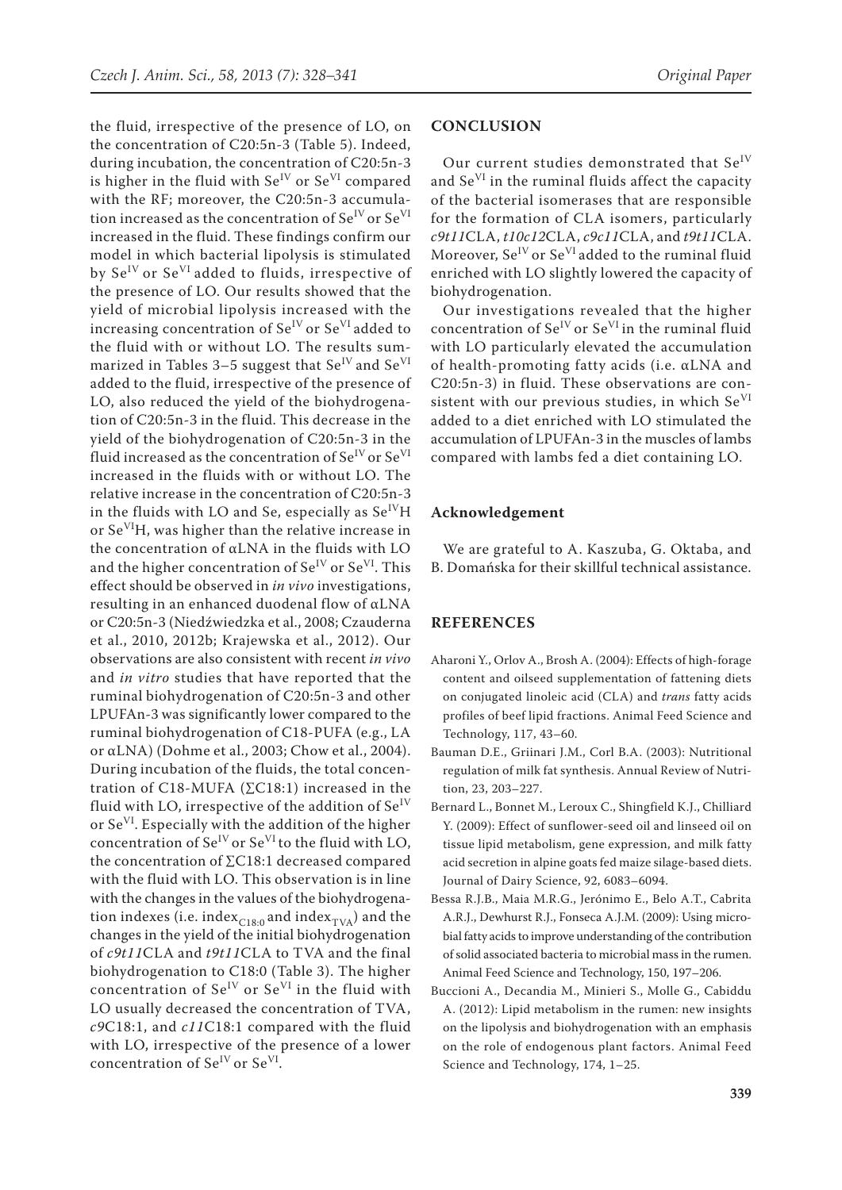the fluid, irrespective of the presence of LO, on the concentration of C20:5n-3 (Table 5). Indeed, during incubation, the concentration of C20:5n-3 is higher in the fluid with $Se^{IV}$ or $Se^{VI}$ compared with the RF; moreover, the C20:5n-3 accumulation increased as the concentration of $Se^{IV}$ or $Se^{VI}$ increased in the fluid. These findings confirm our model in which bacterial lipolysis is stimulated by $Se^{IV}$ or $Se^{VI}$ added to fluids, irrespective of the presence of LO. Our results showed that the yield of microbial lipolysis increased with the increasing concentration of $Se^{IV}$ or $Se^{VI}$ added to the fluid with or without LO. The results summarized in Tables 3–5 suggest that $Se^{IV}$ and $Se^{VI}$ added to the fluid, irrespective of the presence of LO, also reduced the yield of the biohydrogenation of C20:5n-3 in the fluid. This decrease in the yield of the biohydrogenation of C20:5n-3 in the fluid increased as the concentration of $Se^{IV}$ or $Se^{VI}$ increased in the fluids with or without LO. The relative increase in the concentration of C20:5n-3 in the fluids with LO and Se, especially as $Se^{IV}$H or $Se^{VI}$H, was higher than the relative increase in the concentration of αLNA in the fluids with LO and the higher concentration of $Se^{IV}$ or $Se^{VI}$. This effect should be observed in *in vivo* investigations, resulting in an enhanced duodenal flow of αLNA or C20:5n-3 (Niedźwiedzka et al., 2008; Czauderna et al., 2010, 2012b; Krajewska et al., 2012). Our observations are also consistent with recent *in vivo* and *in vitro* studies that have reported that the ruminal biohydrogenation of C20:5n-3 and other LPUFAn-3 was significantly lower compared to the ruminal biohydrogenation of C18-PUFA (e.g., LA or αLNA) (Dohme et al., 2003; Chow et al., 2004). During incubation of the fluids, the total concentration of C18-MUFA (∑C18:1) increased in the fluid with LO, irrespective of the addition of $Se^{IV}$ or $Se^{VI}$. Especially with the addition of the higher concentration of $Se^{IV}$ or $Se^{VI}$ to the fluid with LO, the concentration of ∑C18:1 decreased compared with the fluid with LO. This observation is in line with the changes in the values of the biohydrogenation indexes (i.e. $\text{index}_{C18:0}$ and $\text{index}_{TVA}$) and the changes in the yield of the initial biohydrogenation of *c9t11*CLA and *t9t11*CLA to TVA and the final biohydrogenation to C18:0 (Table 3). The higher concentration of $Se^{IV}$ or $Se^{VI}$ in the fluid with LO usually decreased the concentration of TVA, *c9*C18:1, and *c11*C18:1 compared with the fluid with LO, irrespective of the presence of a lower concentration of $Se^{IV}$ or $Se^{VI}$.

## CONCLUSION

Our current studies demonstrated that $Se^{IV}$ and $Se^{VI}$ in the ruminal fluids affect the capacity of the bacterial isomerases that are responsible for the formation of CLA isomers, particularly *c9t11*CLA, *t10c12*CLA, *c9c11*CLA, and *t9t11*CLA. Moreover, $Se^{IV}$ or $Se^{VI}$ added to the ruminal fluid enriched with LO slightly lowered the capacity of biohydrogenation.

Our investigations revealed that the higher concentration of $Se^{IV}$ or $Se^{VI}$ in the ruminal fluid with LO particularly elevated the accumulation of health-promoting fatty acids (i.e. αLNA and C20:5n-3) in fluid. These observations are consistent with our previous studies, in which $Se^{VI}$ added to a diet enriched with LO stimulated the accumulation of LPUFAn-3 in the muscles of lambs compared with lambs fed a diet containing LO.

### Acknowledgement

We are grateful to A. Kaszuba, G. Oktaba, and B. Domańska for their skillful technical assistance.

## REFERENCES

Aharoni Y., Orlov A., Brosh A. (2004): Effects of high-forage content and oilseed supplementation of fattening diets on conjugated linoleic acid (CLA) and *trans* fatty acids profiles of beef lipid fractions. Animal Feed Science and Technology, 117, 43–60.

Bauman D.E., Griinari J.M., Corl B.A. (2003): Nutritional regulation of milk fat synthesis. Annual Review of Nutrition, 23, 203–227.

Bernard L., Bonnet M., Leroux C., Shingfield K.J., Chilliard Y. (2009): Effect of sunflower-seed oil and linseed oil on tissue lipid metabolism, gene expression, and milk fatty acid secretion in alpine goats fed maize silage-based diets. Journal of Dairy Science, 92, 6083–6094.

Bessa R.J.B., Maia M.R.G., Jerónimo E., Belo A.T., Cabrita A.R.J., Dewhurst R.J., Fonseca A.J.M. (2009): Using microbial fatty acids to improve understanding of the contribution of solid associated bacteria to microbial mass in the rumen. Animal Feed Science and Technology, 150, 197–206.

Buccioni A., Decandia M., Minieri S., Molle G., Cabiddu A. (2012): Lipid metabolism in the rumen: new insights on the lipolysis and biohydrogenation with an emphasis on the role of endogenous plant factors. Animal Feed Science and Technology, 174, 1–25.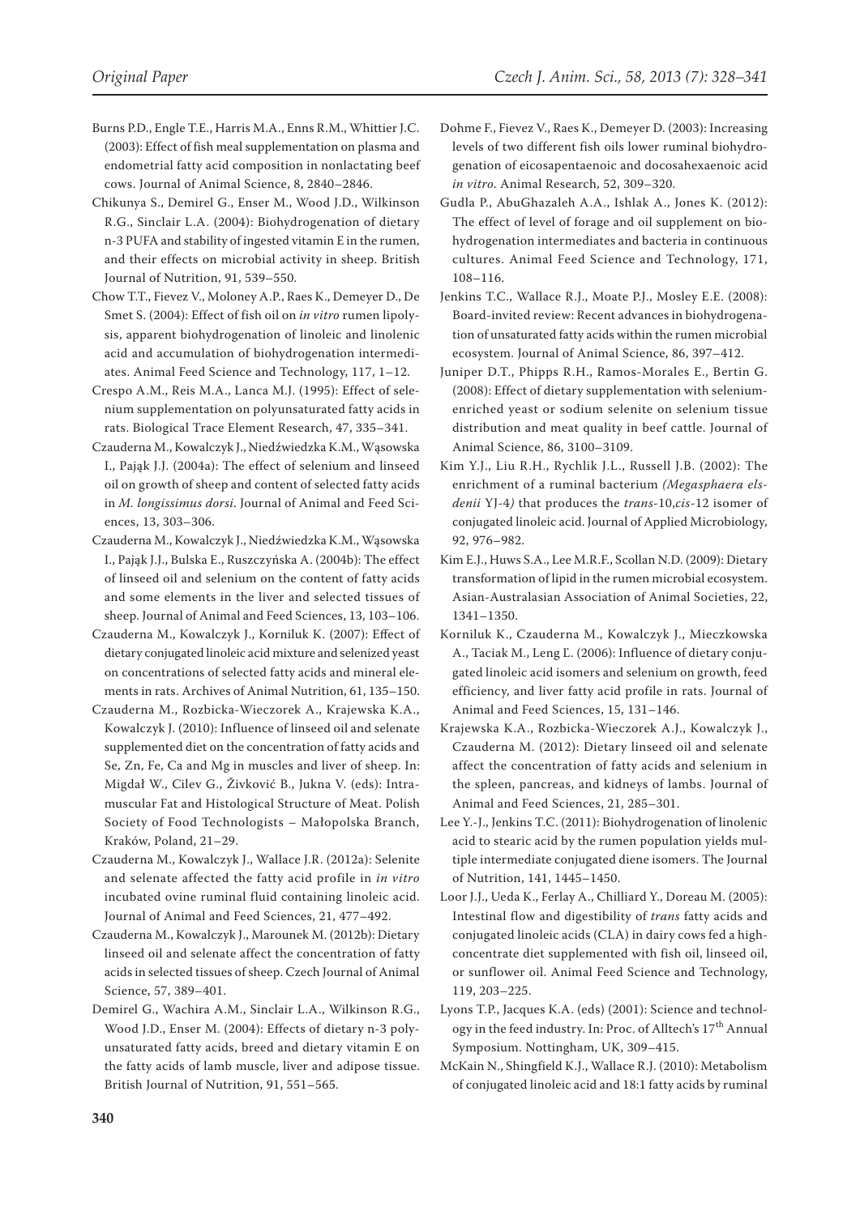Burns P.D., Engle T.E., Harris M.A., Enns R.M., Whittier J.C. (2003): Effect of fish meal supplementation on plasma and endometrial fatty acid composition in nonlactating beef cows. Journal of Animal Science, 8, 2840–2846.

Chikunya S., Demirel G., Enser M., Wood J.D., Wilkinson R.G., Sinclair L.A. (2004): Biohydrogenation of dietary n-3 PUFA and stability of ingested vitamin E in the rumen, and their effects on microbial activity in sheep. British Journal of Nutrition, 91, 539–550.

Chow T.T., Fievez V., Moloney A.P., Raes K., Demeyer D., De Smet S. (2004): Effect of fish oil on *in vitro* rumen lipolysis, apparent biohydrogenation of linoleic and linolenic acid and accumulation of biohydrogenation intermediates. Animal Feed Science and Technology, 117, 1–12.

Crespo A.M., Reis M.A., Lanca M.J. (1995): Effect of selenium supplementation on polyunsaturated fatty acids in rats. Biological Trace Element Research, 47, 335–341.

Czauderna M., Kowalczyk J., Niedźwiedzka K.M., Wąsowska I., Pająk J.J. (2004a): The effect of selenium and linseed oil on growth of sheep and content of selected fatty acids in *M. longissimus dorsi*. Journal of Animal and Feed Sciences, 13, 303–306.

Czauderna M., Kowalczyk J., Niedźwiedzka K.M., Wąsowska I., Pająk J.J., Bulska E., Ruszczyńska A. (2004b): The effect of linseed oil and selenium on the content of fatty acids and some elements in the liver and selected tissues of sheep. Journal of Animal and Feed Sciences, 13, 103–106.

Czauderna M., Kowalczyk J., Korniluk K. (2007): Effect of dietary conjugated linoleic acid mixture and selenized yeast on concentrations of selected fatty acids and mineral elements in rats. Archives of Animal Nutrition, 61, 135–150.

Czauderna M., Rozbicka-Wieczorek A., Krajewska K.A., Kowalczyk J. (2010): Influence of linseed oil and selenate supplemented diet on the concentration of fatty acids and Se, Zn, Fe, Ca and Mg in muscles and liver of sheep. In: Migdał W., Cilev G., Živković B., Jukna V. (eds): Intramuscular Fat and Histological Structure of Meat. Polish Society of Food Technologists – Małopolska Branch, Kraków, Poland, 21–29.

Czauderna M., Kowalczyk J., Wallace J.R. (2012a): Selenite and selenate affected the fatty acid profile in *in vitro* incubated ovine ruminal fluid containing linoleic acid. Journal of Animal and Feed Sciences, 21, 477–492.

Czauderna M., Kowalczyk J., Marounek M. (2012b): Dietary linseed oil and selenate affect the concentration of fatty acids in selected tissues of sheep. Czech Journal of Animal Science, 57, 389–401.

Demirel G., Wachira A.M., Sinclair L.A., Wilkinson R.G., Wood J.D., Enser M. (2004): Effects of dietary n-3 polyunsaturated fatty acids, breed and dietary vitamin E on the fatty acids of lamb muscle, liver and adipose tissue. British Journal of Nutrition, 91, 551–565.

Dohme F., Fievez V., Raes K., Demeyer D. (2003): Increasing levels of two different fish oils lower ruminal biohydrogenation of eicosapentaenoic and docosahexaenoic acid *in vitro*. Animal Research, 52, 309–320.

Gudla P., AbuGhazaleh A.A., Ishlak A., Jones K. (2012): The effect of level of forage and oil supplement on biohydrogenation intermediates and bacteria in continuous cultures. Animal Feed Science and Technology, 171, 108–116.

Jenkins T.C., Wallace R.J., Moate P.J., Mosley E.E. (2008): Board-invited review: Recent advances in biohydrogenation of unsaturated fatty acids within the rumen microbial ecosystem. Journal of Animal Science, 86, 397–412.

Juniper D.T., Phipps R.H., Ramos-Morales E., Bertin G. (2008): Effect of dietary supplementation with selenium-enriched yeast or sodium selenite on selenium tissue distribution and meat quality in beef cattle. Journal of Animal Science, 86, 3100–3109.

Kim Y.J., Liu R.H., Rychlik J.L., Russell J.B. (2002): The enrichment of a ruminal bacterium *(Megasphaera elsdenii* YJ-4*)* that produces the *trans*-10,*cis*-12 isomer of conjugated linoleic acid. Journal of Applied Microbiology, 92, 976–982.

Kim E.J., Huws S.A., Lee M.R.F., Scollan N.D. (2009): Dietary transformation of lipid in the rumen microbial ecosystem. Asian-Australasian Association of Animal Societies, 22, 1341–1350.

Korniluk K., Czauderna M., Kowalczyk J., Mieczkowska A., Taciak M., Leng Ľ. (2006): Influence of dietary conjugated linoleic acid isomers and selenium on growth, feed efficiency, and liver fatty acid profile in rats. Journal of Animal and Feed Sciences, 15, 131–146.

Krajewska K.A., Rozbicka-Wieczorek A.J., Kowalczyk J., Czauderna M. (2012): Dietary linseed oil and selenate affect the concentration of fatty acids and selenium in the spleen, pancreas, and kidneys of lambs. Journal of Animal and Feed Sciences, 21, 285–301.

Lee Y.-J., Jenkins T.C. (2011): Biohydrogenation of linolenic acid to stearic acid by the rumen population yields multiple intermediate conjugated diene isomers. The Journal of Nutrition, 141, 1445–1450.

Loor J.J., Ueda K., Ferlay A., Chilliard Y., Doreau M. (2005): Intestinal flow and digestibility of *trans* fatty acids and conjugated linoleic acids (CLA) in dairy cows fed a high-concentrate diet supplemented with fish oil, linseed oil, or sunflower oil. Animal Feed Science and Technology, 119, 203–225.

Lyons T.P., Jacques K.A. (eds) (2001): Science and technology in the feed industry. In: Proc. of Alltech's 17th Annual Symposium. Nottingham, UK, 309–415.

McKain N., Shingfield K.J., Wallace R.J. (2010): Metabolism of conjugated linoleic acid and 18:1 fatty acids by ruminal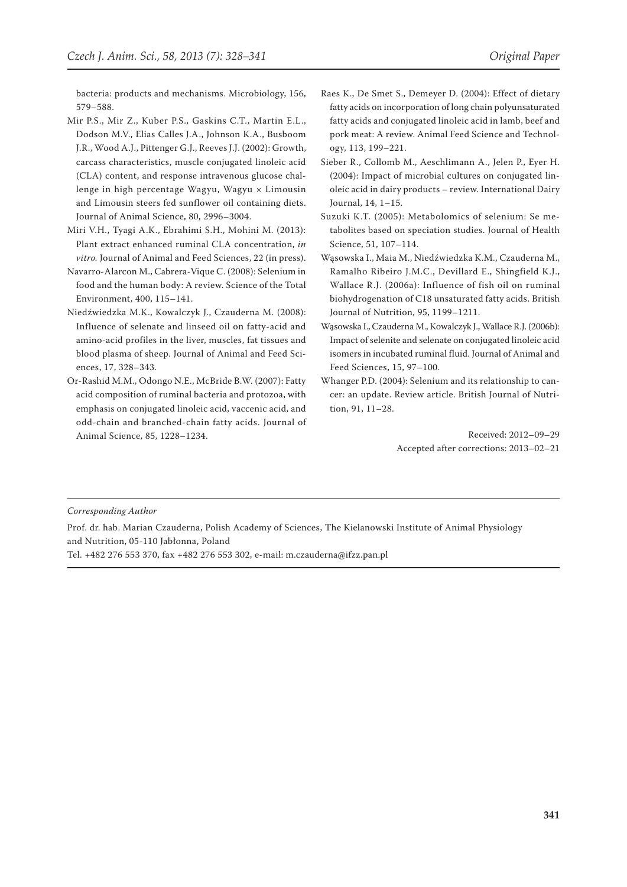bacteria: products and mechanisms. Microbiology, 156, 579–588.

Mir P.S., Mir Z., Kuber P.S., Gaskins C.T., Martin E.L., Dodson M.V., Elias Calles J.A., Johnson K.A., Busboom J.R., Wood A.J., Pittenger G.J., Reeves J.J. (2002): Growth, carcass characteristics, muscle conjugated linoleic acid (CLA) content, and response intravenous glucose challenge in high percentage Wagyu, Wagyu × Limousin and Limousin steers fed sunflower oil containing diets. Journal of Animal Science, 80, 2996–3004.

Miri V.H., Tyagi A.K., Ebrahimi S.H., Mohini M. (2013): Plant extract enhanced ruminal CLA concentration, *in vitro.* Journal of Animal and Feed Sciences, 22 (in press).

Navarro-Alarcon M., Cabrera-Vique C. (2008): Selenium in food and the human body: A review. Science of the Total Environment, 400, 115–141.

Niedźwiedzka M.K., Kowalczyk J., Czauderna M. (2008): Influence of selenate and linseed oil on fatty-acid and amino-acid profiles in the liver, muscles, fat tissues and blood plasma of sheep. Journal of Animal and Feed Sciences, 17, 328–343.

Or-Rashid M.M., Odongo N.E., McBride B.W. (2007): Fatty acid composition of ruminal bacteria and protozoa, with emphasis on conjugated linoleic acid, vaccenic acid, and odd-chain and branched-chain fatty acids. Journal of Animal Science, 85, 1228–1234.

Raes K., De Smet S., Demeyer D. (2004): Effect of dietary fatty acids on incorporation of long chain polyunsaturated fatty acids and conjugated linoleic acid in lamb, beef and pork meat: A review. Animal Feed Science and Technology, 113, 199–221.

Sieber R., Collomb M., Aeschlimann A., Jelen P., Eyer H. (2004): Impact of microbial cultures on conjugated linoleic acid in dairy products – review. International Dairy Journal, 14, 1–15.

Suzuki K.T. (2005): Metabolomics of selenium: Se metabolites based on speciation studies. Journal of Health Science, 51, 107–114.

Wąsowska I., Maia M., Niedźwiedzka K.M., Czauderna M., Ramalho Ribeiro J.M.C., Devillard E., Shingfield K.J., Wallace R.J. (2006a): Influence of fish oil on ruminal biohydrogenation of C18 unsaturated fatty acids. British Journal of Nutrition, 95, 1199–1211.

Wąsowska I., Czauderna M., Kowalczyk J., Wallace R.J. (2006b): Impact of selenite and selenate on conjugated linoleic acid isomers in incubated ruminal fluid. Journal of Animal and Feed Sciences, 15, 97–100.

Whanger P.D. (2004): Selenium and its relationship to cancer: an update. Review article. British Journal of Nutrition, 91, 11–28.

Received: 2012–09–29
Accepted after corrections: 2013–02–21

*Corresponding Author*

Prof. dr. hab. Marian Czauderna, Polish Academy of Sciences, The Kielanowski Institute of Animal Physiology and Nutrition, 05-110 Jabłonna, Poland
Tel. +482 276 553 370, fax +482 276 553 302, e-mail: m.czauderna@ifzz.pan.pl